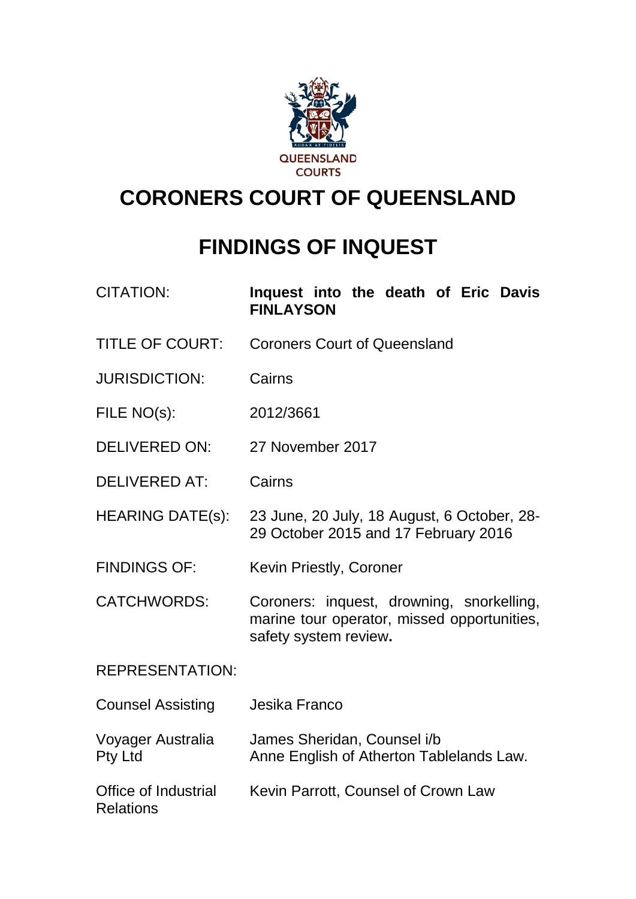QUEENSLAND COURTS

# CORONERS COURT OF QUEENSLAND

# FINDINGS OF INQUEST

| | |
|---|---|
| CITATION: | **Inquest into the death of Eric Davis FINLAYSON** |
| TITLE OF COURT: | Coroners Court of Queensland |
| JURISDICTION: | Cairns |
| FILE NO(s): | 2012/3661 |
| DELIVERED ON: | 27 November 2017 |
| DELIVERED AT: | Cairns |
| HEARING DATE(s): | 23 June, 20 July, 18 August, 6 October, 28-29 October 2015 and 17 February 2016 |
| FINDINGS OF: | Kevin Priestly, Coroner |
| CATCHWORDS: | Coroners: inquest, drowning, snorkelling, marine tour operator, missed opportunities, safety system review**.** |

REPRESENTATION:

| | |
|---|---|
| Counsel Assisting | Jesika Franco |
| Voyager Australia Pty Ltd | James Sheridan, Counsel i/b Anne English of Atherton Tablelands Law. |
| Office of Industrial Relations | Kevin Parrott, Counsel of Crown Law |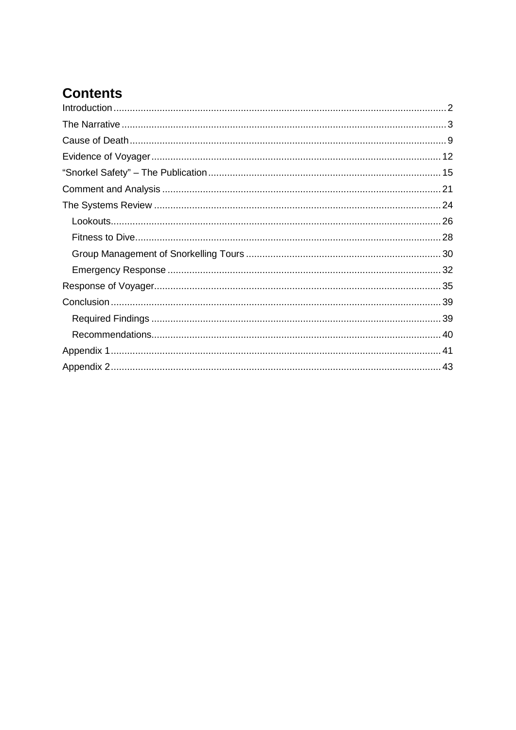# Contents

Introduction .......... 2

The Narrative .......... 3

Cause of Death .......... 9

Evidence of Voyager .......... 12

"Snorkel Safety" – The Publication .......... 15

Comment and Analysis .......... 21

The Systems Review .......... 24

- Lookouts .......... 26
- Fitness to Dive .......... 28
- Group Management of Snorkelling Tours .......... 30
- Emergency Response .......... 32

Response of Voyager .......... 35

Conclusion .......... 39

- Required Findings .......... 39
- Recommendations .......... 40

Appendix 1 .......... 41

Appendix 2 .......... 43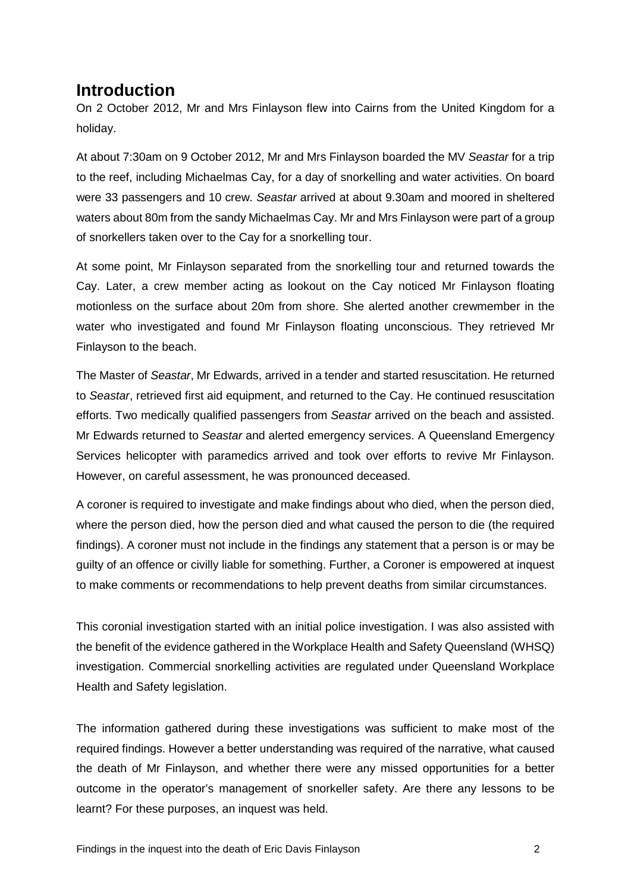## Introduction

On 2 October 2012, Mr and Mrs Finlayson flew into Cairns from the United Kingdom for a holiday.

At about 7:30am on 9 October 2012, Mr and Mrs Finlayson boarded the MV *Seastar* for a trip to the reef, including Michaelmas Cay, for a day of snorkelling and water activities. On board were 33 passengers and 10 crew. *Seastar* arrived at about 9.30am and moored in sheltered waters about 80m from the sandy Michaelmas Cay. Mr and Mrs Finlayson were part of a group of snorkellers taken over to the Cay for a snorkelling tour.

At some point, Mr Finlayson separated from the snorkelling tour and returned towards the Cay. Later, a crew member acting as lookout on the Cay noticed Mr Finlayson floating motionless on the surface about 20m from shore. She alerted another crewmember in the water who investigated and found Mr Finlayson floating unconscious. They retrieved Mr Finlayson to the beach.

The Master of *Seastar*, Mr Edwards, arrived in a tender and started resuscitation. He returned to *Seastar*, retrieved first aid equipment, and returned to the Cay. He continued resuscitation efforts. Two medically qualified passengers from *Seastar* arrived on the beach and assisted. Mr Edwards returned to *Seastar* and alerted emergency services. A Queensland Emergency Services helicopter with paramedics arrived and took over efforts to revive Mr Finlayson. However, on careful assessment, he was pronounced deceased.

A coroner is required to investigate and make findings about who died, when the person died, where the person died, how the person died and what caused the person to die (the required findings). A coroner must not include in the findings any statement that a person is or may be guilty of an offence or civilly liable for something. Further, a Coroner is empowered at inquest to make comments or recommendations to help prevent deaths from similar circumstances.

This coronial investigation started with an initial police investigation. I was also assisted with the benefit of the evidence gathered in the Workplace Health and Safety Queensland (WHSQ) investigation. Commercial snorkelling activities are regulated under Queensland Workplace Health and Safety legislation.

The information gathered during these investigations was sufficient to make most of the required findings. However a better understanding was required of the narrative, what caused the death of Mr Finlayson, and whether there were any missed opportunities for a better outcome in the operator's management of snorkeller safety. Are there any lessons to be learnt? For these purposes, an inquest was held.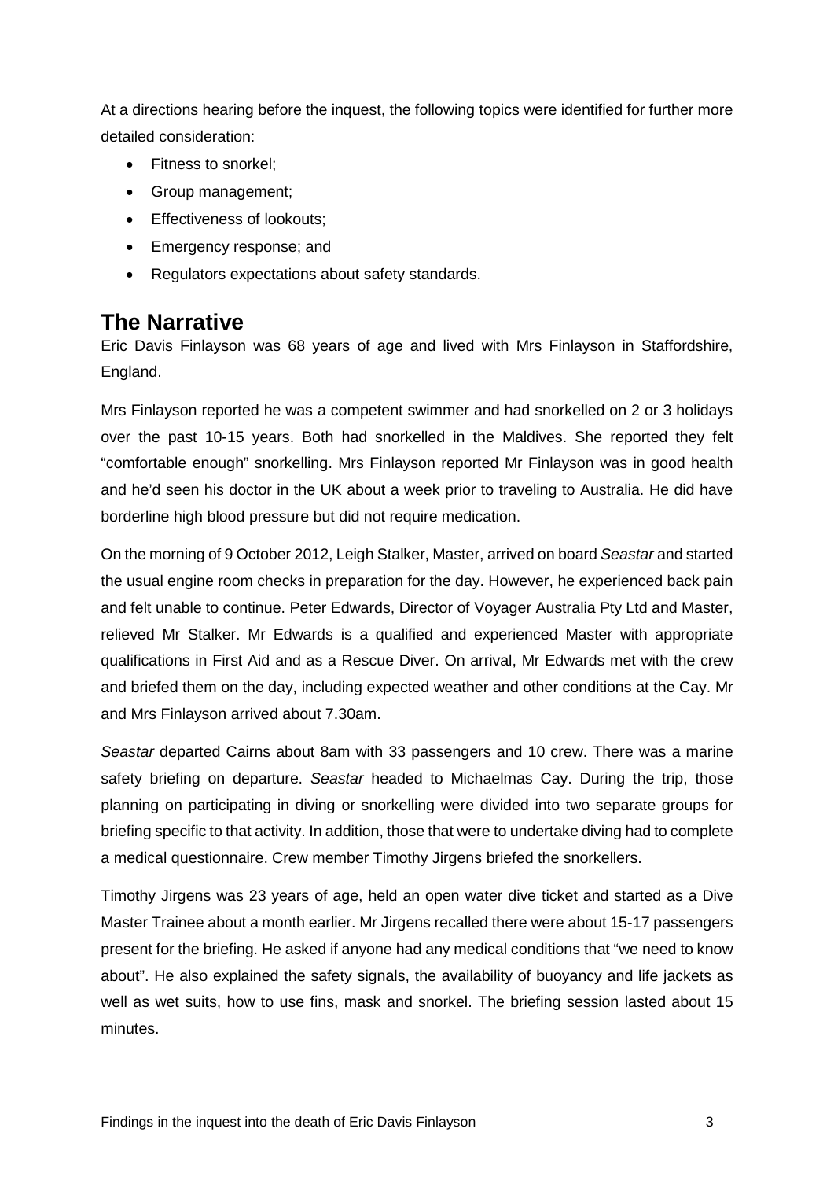At a directions hearing before the inquest, the following topics were identified for further more detailed consideration:

- Fitness to snorkel;
- Group management;
- Effectiveness of lookouts;
- Emergency response; and
- Regulators expectations about safety standards.

## The Narrative

Eric Davis Finlayson was 68 years of age and lived with Mrs Finlayson in Staffordshire, England.

Mrs Finlayson reported he was a competent swimmer and had snorkelled on 2 or 3 holidays over the past 10-15 years. Both had snorkelled in the Maldives. She reported they felt "comfortable enough" snorkelling. Mrs Finlayson reported Mr Finlayson was in good health and he'd seen his doctor in the UK about a week prior to traveling to Australia. He did have borderline high blood pressure but did not require medication.

On the morning of 9 October 2012, Leigh Stalker, Master, arrived on board *Seastar* and started the usual engine room checks in preparation for the day. However, he experienced back pain and felt unable to continue. Peter Edwards, Director of Voyager Australia Pty Ltd and Master, relieved Mr Stalker. Mr Edwards is a qualified and experienced Master with appropriate qualifications in First Aid and as a Rescue Diver. On arrival, Mr Edwards met with the crew and briefed them on the day, including expected weather and other conditions at the Cay. Mr and Mrs Finlayson arrived about 7.30am.

*Seastar* departed Cairns about 8am with 33 passengers and 10 crew. There was a marine safety briefing on departure. *Seastar* headed to Michaelmas Cay. During the trip, those planning on participating in diving or snorkelling were divided into two separate groups for briefing specific to that activity. In addition, those that were to undertake diving had to complete a medical questionnaire. Crew member Timothy Jirgens briefed the snorkellers.

Timothy Jirgens was 23 years of age, held an open water dive ticket and started as a Dive Master Trainee about a month earlier. Mr Jirgens recalled there were about 15-17 passengers present for the briefing. He asked if anyone had any medical conditions that "we need to know about". He also explained the safety signals, the availability of buoyancy and life jackets as well as wet suits, how to use fins, mask and snorkel. The briefing session lasted about 15 minutes.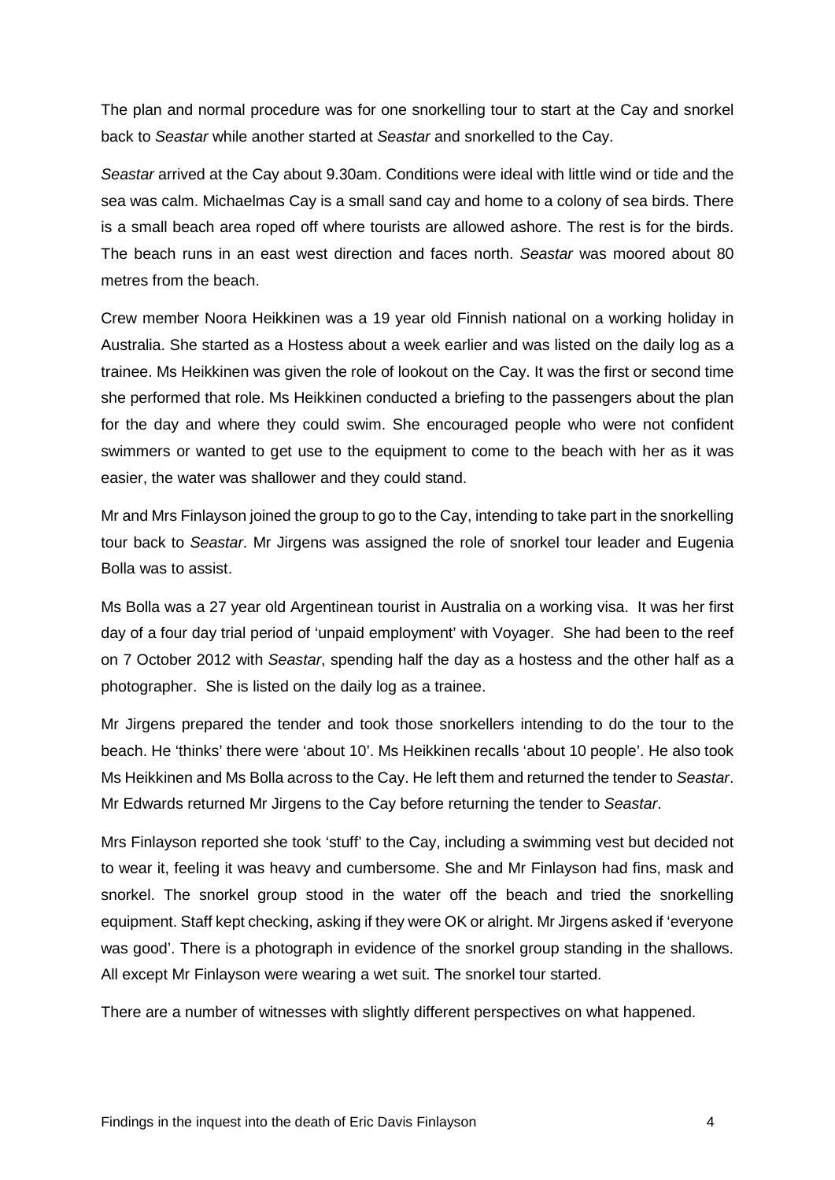The plan and normal procedure was for one snorkelling tour to start at the Cay and snorkel back to *Seastar* while another started at *Seastar* and snorkelled to the Cay.

*Seastar* arrived at the Cay about 9.30am. Conditions were ideal with little wind or tide and the sea was calm. Michaelmas Cay is a small sand cay and home to a colony of sea birds. There is a small beach area roped off where tourists are allowed ashore. The rest is for the birds. The beach runs in an east west direction and faces north. *Seastar* was moored about 80 metres from the beach.

Crew member Noora Heikkinen was a 19 year old Finnish national on a working holiday in Australia. She started as a Hostess about a week earlier and was listed on the daily log as a trainee. Ms Heikkinen was given the role of lookout on the Cay. It was the first or second time she performed that role. Ms Heikkinen conducted a briefing to the passengers about the plan for the day and where they could swim. She encouraged people who were not confident swimmers or wanted to get use to the equipment to come to the beach with her as it was easier, the water was shallower and they could stand.

Mr and Mrs Finlayson joined the group to go to the Cay, intending to take part in the snorkelling tour back to *Seastar*. Mr Jirgens was assigned the role of snorkel tour leader and Eugenia Bolla was to assist.

Ms Bolla was a 27 year old Argentinean tourist in Australia on a working visa. It was her first day of a four day trial period of 'unpaid employment' with Voyager. She had been to the reef on 7 October 2012 with *Seastar*, spending half the day as a hostess and the other half as a photographer. She is listed on the daily log as a trainee.

Mr Jirgens prepared the tender and took those snorkellers intending to do the tour to the beach. He 'thinks' there were 'about 10'. Ms Heikkinen recalls 'about 10 people'. He also took Ms Heikkinen and Ms Bolla across to the Cay. He left them and returned the tender to *Seastar*. Mr Edwards returned Mr Jirgens to the Cay before returning the tender to *Seastar*.

Mrs Finlayson reported she took 'stuff' to the Cay, including a swimming vest but decided not to wear it, feeling it was heavy and cumbersome. She and Mr Finlayson had fins, mask and snorkel. The snorkel group stood in the water off the beach and tried the snorkelling equipment. Staff kept checking, asking if they were OK or alright. Mr Jirgens asked if 'everyone was good'. There is a photograph in evidence of the snorkel group standing in the shallows. All except Mr Finlayson were wearing a wet suit. The snorkel tour started.

There are a number of witnesses with slightly different perspectives on what happened.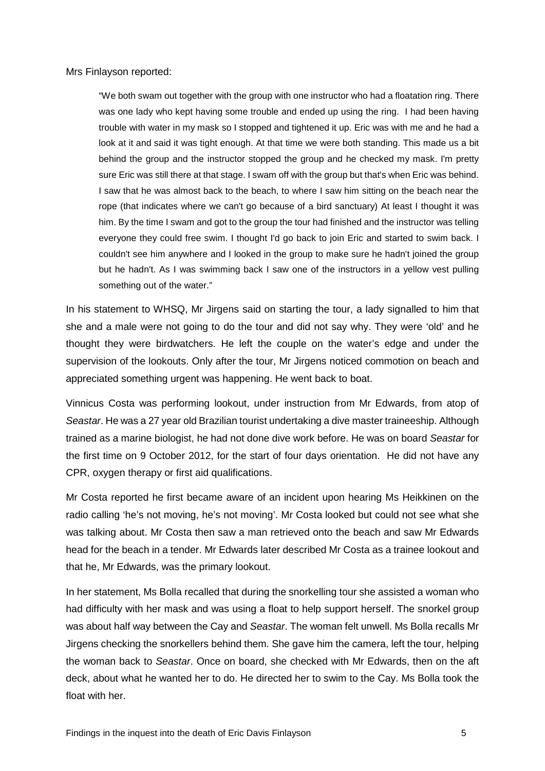Mrs Finlayson reported:

> "We both swam out together with the group with one instructor who had a floatation ring. There was one lady who kept having some trouble and ended up using the ring. I had been having trouble with water in my mask so I stopped and tightened it up. Eric was with me and he had a look at it and said it was tight enough. At that time we were both standing. This made us a bit behind the group and the instructor stopped the group and he checked my mask. I'm pretty sure Eric was still there at that stage. I swam off with the group but that's when Eric was behind. I saw that he was almost back to the beach, to where I saw him sitting on the beach near the rope (that indicates where we can't go because of a bird sanctuary) At least I thought it was him. By the time I swam and got to the group the tour had finished and the instructor was telling everyone they could free swim. I thought I'd go back to join Eric and started to swim back. I couldn't see him anywhere and I looked in the group to make sure he hadn't joined the group but he hadn't. As I was swimming back I saw one of the instructors in a yellow vest pulling something out of the water."

In his statement to WHSQ, Mr Jirgens said on starting the tour, a lady signalled to him that she and a male were not going to do the tour and did not say why. They were 'old' and he thought they were birdwatchers. He left the couple on the water's edge and under the supervision of the lookouts. Only after the tour, Mr Jirgens noticed commotion on beach and appreciated something urgent was happening. He went back to boat.

Vinnicus Costa was performing lookout, under instruction from Mr Edwards, from atop of *Seastar*. He was a 27 year old Brazilian tourist undertaking a dive master traineeship. Although trained as a marine biologist, he had not done dive work before. He was on board *Seastar* for the first time on 9 October 2012, for the start of four days orientation. He did not have any CPR, oxygen therapy or first aid qualifications.

Mr Costa reported he first became aware of an incident upon hearing Ms Heikkinen on the radio calling 'he's not moving, he's not moving'. Mr Costa looked but could not see what she was talking about. Mr Costa then saw a man retrieved onto the beach and saw Mr Edwards head for the beach in a tender. Mr Edwards later described Mr Costa as a trainee lookout and that he, Mr Edwards, was the primary lookout.

In her statement, Ms Bolla recalled that during the snorkelling tour she assisted a woman who had difficulty with her mask and was using a float to help support herself. The snorkel group was about half way between the Cay and *Seastar*. The woman felt unwell. Ms Bolla recalls Mr Jirgens checking the snorkellers behind them. She gave him the camera, left the tour, helping the woman back to *Seastar*. Once on board, she checked with Mr Edwards, then on the aft deck, about what he wanted her to do. He directed her to swim to the Cay. Ms Bolla took the float with her.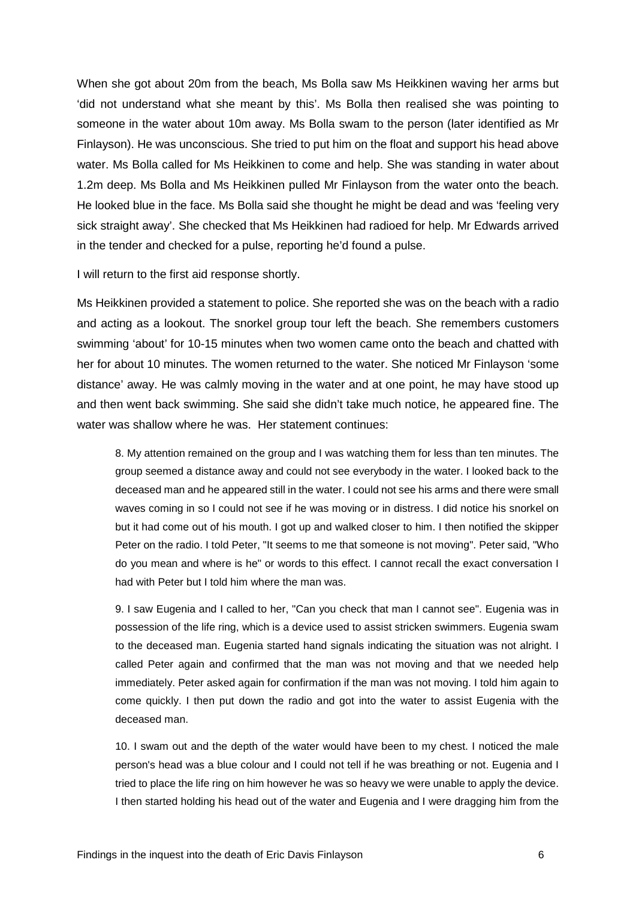When she got about 20m from the beach, Ms Bolla saw Ms Heikkinen waving her arms but 'did not understand what she meant by this'. Ms Bolla then realised she was pointing to someone in the water about 10m away. Ms Bolla swam to the person (later identified as Mr Finlayson). He was unconscious. She tried to put him on the float and support his head above water. Ms Bolla called for Ms Heikkinen to come and help. She was standing in water about 1.2m deep. Ms Bolla and Ms Heikkinen pulled Mr Finlayson from the water onto the beach. He looked blue in the face. Ms Bolla said she thought he might be dead and was 'feeling very sick straight away'. She checked that Ms Heikkinen had radioed for help. Mr Edwards arrived in the tender and checked for a pulse, reporting he'd found a pulse.

I will return to the first aid response shortly.

Ms Heikkinen provided a statement to police. She reported she was on the beach with a radio and acting as a lookout. The snorkel group tour left the beach. She remembers customers swimming 'about' for 10-15 minutes when two women came onto the beach and chatted with her for about 10 minutes. The women returned to the water. She noticed Mr Finlayson 'some distance' away. He was calmly moving in the water and at one point, he may have stood up and then went back swimming. She said she didn't take much notice, he appeared fine. The water was shallow where he was. Her statement continues:

> 8. My attention remained on the group and I was watching them for less than ten minutes. The group seemed a distance away and could not see everybody in the water. I looked back to the deceased man and he appeared still in the water. I could not see his arms and there were small waves coming in so I could not see if he was moving or in distress. I did notice his snorkel on but it had come out of his mouth. I got up and walked closer to him. I then notified the skipper Peter on the radio. I told Peter, "It seems to me that someone is not moving". Peter said, "Who do you mean and where is he" or words to this effect. I cannot recall the exact conversation I had with Peter but I told him where the man was.
>
> 9. I saw Eugenia and I called to her, "Can you check that man I cannot see". Eugenia was in possession of the life ring, which is a device used to assist stricken swimmers. Eugenia swam to the deceased man. Eugenia started hand signals indicating the situation was not alright. I called Peter again and confirmed that the man was not moving and that we needed help immediately. Peter asked again for confirmation if the man was not moving. I told him again to come quickly. I then put down the radio and got into the water to assist Eugenia with the deceased man.
>
> 10. I swam out and the depth of the water would have been to my chest. I noticed the male person's head was a blue colour and I could not tell if he was breathing or not. Eugenia and I tried to place the life ring on him however he was so heavy we were unable to apply the device. I then started holding his head out of the water and Eugenia and I were dragging him from the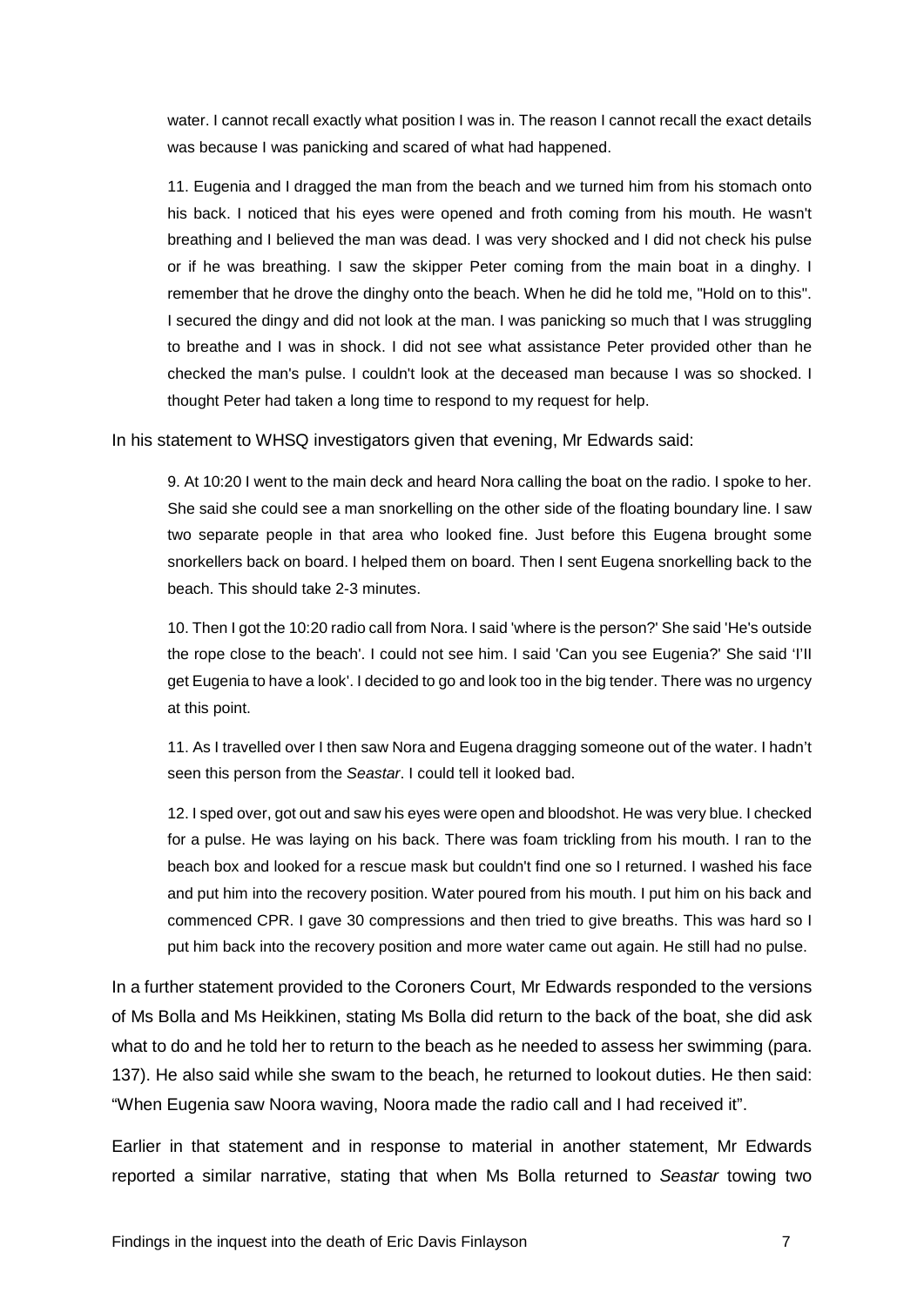> water. I cannot recall exactly what position I was in. The reason I cannot recall the exact details was because I was panicking and scared of what had happened.
>
> 11. Eugenia and I dragged the man from the beach and we turned him from his stomach onto his back. I noticed that his eyes were opened and froth coming from his mouth. He wasn't breathing and I believed the man was dead. I was very shocked and I did not check his pulse or if he was breathing. I saw the skipper Peter coming from the main boat in a dinghy. I remember that he drove the dinghy onto the beach. When he did he told me, "Hold on to this". I secured the dingy and did not look at the man. I was panicking so much that I was struggling to breathe and I was in shock. I did not see what assistance Peter provided other than he checked the man's pulse. I couldn't look at the deceased man because I was so shocked. I thought Peter had taken a long time to respond to my request for help.

In his statement to WHSQ investigators given that evening, Mr Edwards said:

> 9. At 10:20 I went to the main deck and heard Nora calling the boat on the radio. I spoke to her. She said she could see a man snorkelling on the other side of the floating boundary line. I saw two separate people in that area who looked fine. Just before this Eugena brought some snorkellers back on board. I helped them on board. Then I sent Eugena snorkelling back to the beach. This should take 2-3 minutes.
>
> 10. Then I got the 10:20 radio call from Nora. I said 'where is the person?' She said 'He's outside the rope close to the beach'. I could not see him. I said 'Can you see Eugenia?' She said 'I'll get Eugenia to have a look'. I decided to go and look too in the big tender. There was no urgency at this point.
>
> 11. As I travelled over I then saw Nora and Eugena dragging someone out of the water. I hadn't seen this person from the *Seastar*. I could tell it looked bad.
>
> 12. I sped over, got out and saw his eyes were open and bloodshot. He was very blue. I checked for a pulse. He was laying on his back. There was foam trickling from his mouth. I ran to the beach box and looked for a rescue mask but couldn't find one so I returned. I washed his face and put him into the recovery position. Water poured from his mouth. I put him on his back and commenced CPR. I gave 30 compressions and then tried to give breaths. This was hard so I put him back into the recovery position and more water came out again. He still had no pulse.

In a further statement provided to the Coroners Court, Mr Edwards responded to the versions of Ms Bolla and Ms Heikkinen, stating Ms Bolla did return to the back of the boat, she did ask what to do and he told her to return to the beach as he needed to assess her swimming (para. 137). He also said while she swam to the beach, he returned to lookout duties. He then said: "When Eugenia saw Noora waving, Noora made the radio call and I had received it".

Earlier in that statement and in response to material in another statement, Mr Edwards reported a similar narrative, stating that when Ms Bolla returned to *Seastar* towing two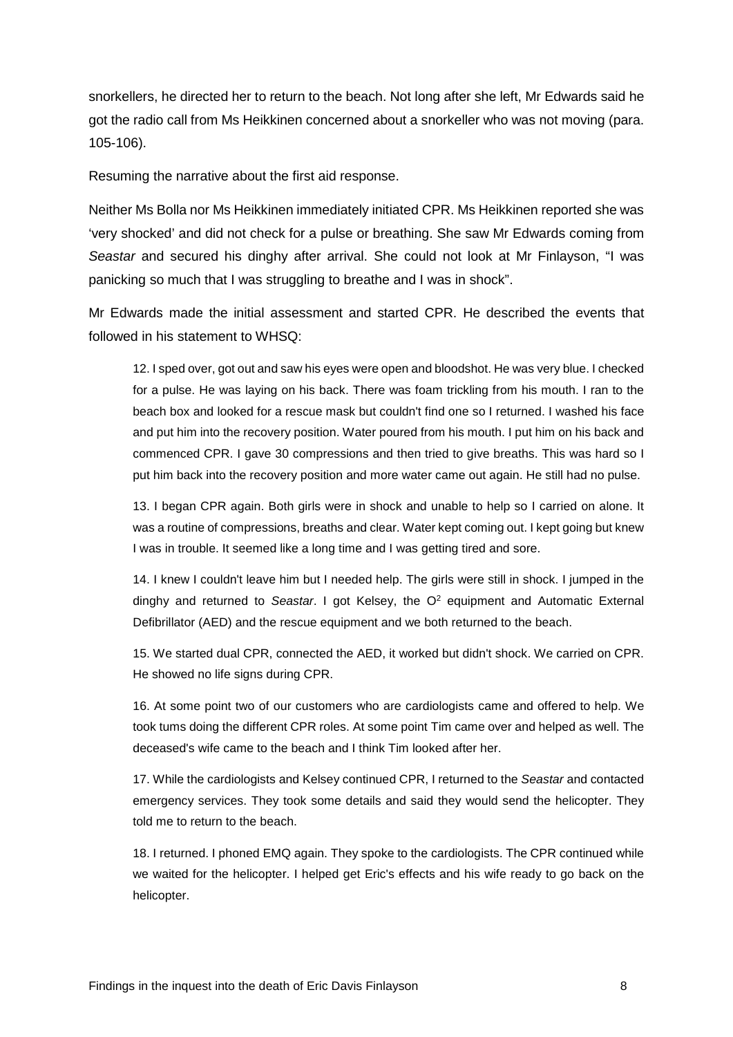snorkellers, he directed her to return to the beach. Not long after she left, Mr Edwards said he got the radio call from Ms Heikkinen concerned about a snorkeller who was not moving (para. 105-106).

Resuming the narrative about the first aid response.

Neither Ms Bolla nor Ms Heikkinen immediately initiated CPR. Ms Heikkinen reported she was 'very shocked' and did not check for a pulse or breathing. She saw Mr Edwards coming from *Seastar* and secured his dinghy after arrival. She could not look at Mr Finlayson, "I was panicking so much that I was struggling to breathe and I was in shock".

Mr Edwards made the initial assessment and started CPR. He described the events that followed in his statement to WHSQ:

> 12. I sped over, got out and saw his eyes were open and bloodshot. He was very blue. I checked for a pulse. He was laying on his back. There was foam trickling from his mouth. I ran to the beach box and looked for a rescue mask but couldn't find one so I returned. I washed his face and put him into the recovery position. Water poured from his mouth. I put him on his back and commenced CPR. I gave 30 compressions and then tried to give breaths. This was hard so I put him back into the recovery position and more water came out again. He still had no pulse.
>
> 13. I began CPR again. Both girls were in shock and unable to help so I carried on alone. It was a routine of compressions, breaths and clear. Water kept coming out. I kept going but knew I was in trouble. It seemed like a long time and I was getting tired and sore.
>
> 14. I knew I couldn't leave him but I needed help. The girls were still in shock. I jumped in the dinghy and returned to *Seastar*. I got Kelsey, the $O^2$ equipment and Automatic External Defibrillator (AED) and the rescue equipment and we both returned to the beach.
>
> 15. We started dual CPR, connected the AED, it worked but didn't shock. We carried on CPR. He showed no life signs during CPR.
>
> 16. At some point two of our customers who are cardiologists came and offered to help. We took tums doing the different CPR roles. At some point Tim came over and helped as well. The deceased's wife came to the beach and I think Tim looked after her.
>
> 17. While the cardiologists and Kelsey continued CPR, I returned to the *Seastar* and contacted emergency services. They took some details and said they would send the helicopter. They told me to return to the beach.
>
> 18. I returned. I phoned EMQ again. They spoke to the cardiologists. The CPR continued while we waited for the helicopter. I helped get Eric's effects and his wife ready to go back on the helicopter.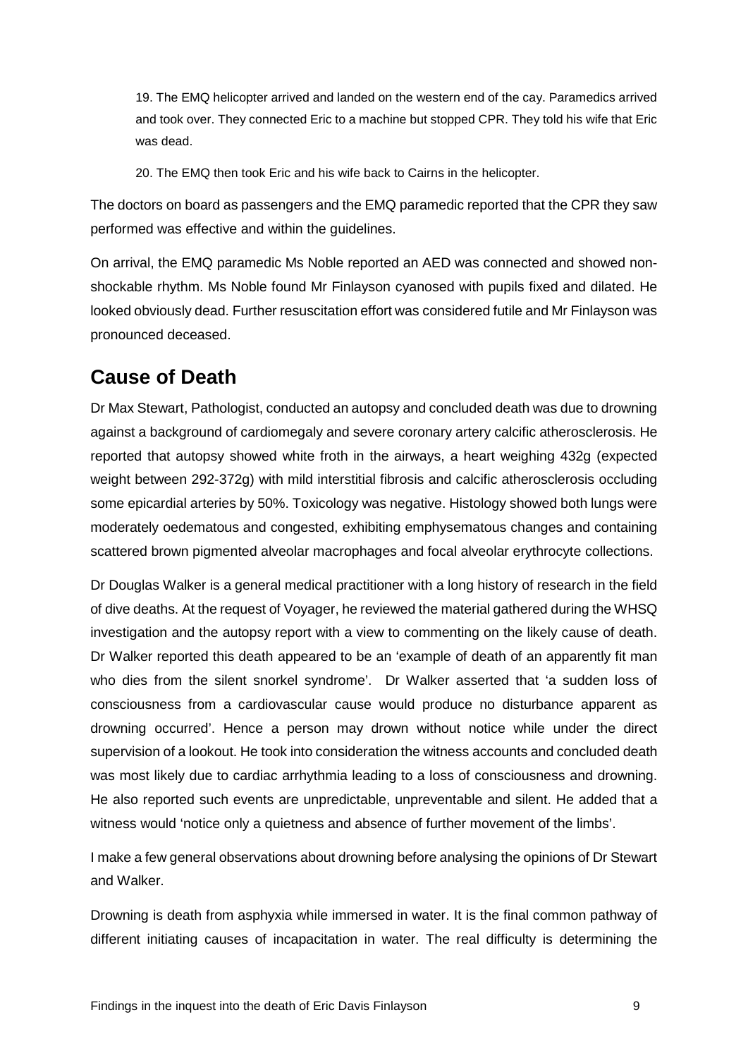19. The EMQ helicopter arrived and landed on the western end of the cay. Paramedics arrived and took over. They connected Eric to a machine but stopped CPR. They told his wife that Eric was dead.

20. The EMQ then took Eric and his wife back to Cairns in the helicopter.

The doctors on board as passengers and the EMQ paramedic reported that the CPR they saw performed was effective and within the guidelines.

On arrival, the EMQ paramedic Ms Noble reported an AED was connected and showed non-shockable rhythm. Ms Noble found Mr Finlayson cyanosed with pupils fixed and dilated. He looked obviously dead. Further resuscitation effort was considered futile and Mr Finlayson was pronounced deceased.

## Cause of Death

Dr Max Stewart, Pathologist, conducted an autopsy and concluded death was due to drowning against a background of cardiomegaly and severe coronary artery calcific atherosclerosis. He reported that autopsy showed white froth in the airways, a heart weighing 432g (expected weight between 292-372g) with mild interstitial fibrosis and calcific atherosclerosis occluding some epicardial arteries by 50%. Toxicology was negative. Histology showed both lungs were moderately oedematous and congested, exhibiting emphysematous changes and containing scattered brown pigmented alveolar macrophages and focal alveolar erythrocyte collections.

Dr Douglas Walker is a general medical practitioner with a long history of research in the field of dive deaths. At the request of Voyager, he reviewed the material gathered during the WHSQ investigation and the autopsy report with a view to commenting on the likely cause of death. Dr Walker reported this death appeared to be an 'example of death of an apparently fit man who dies from the silent snorkel syndrome'. Dr Walker asserted that 'a sudden loss of consciousness from a cardiovascular cause would produce no disturbance apparent as drowning occurred'. Hence a person may drown without notice while under the direct supervision of a lookout. He took into consideration the witness accounts and concluded death was most likely due to cardiac arrhythmia leading to a loss of consciousness and drowning. He also reported such events are unpredictable, unpreventable and silent. He added that a witness would 'notice only a quietness and absence of further movement of the limbs'.

I make a few general observations about drowning before analysing the opinions of Dr Stewart and Walker.

Drowning is death from asphyxia while immersed in water. It is the final common pathway of different initiating causes of incapacitation in water. The real difficulty is determining the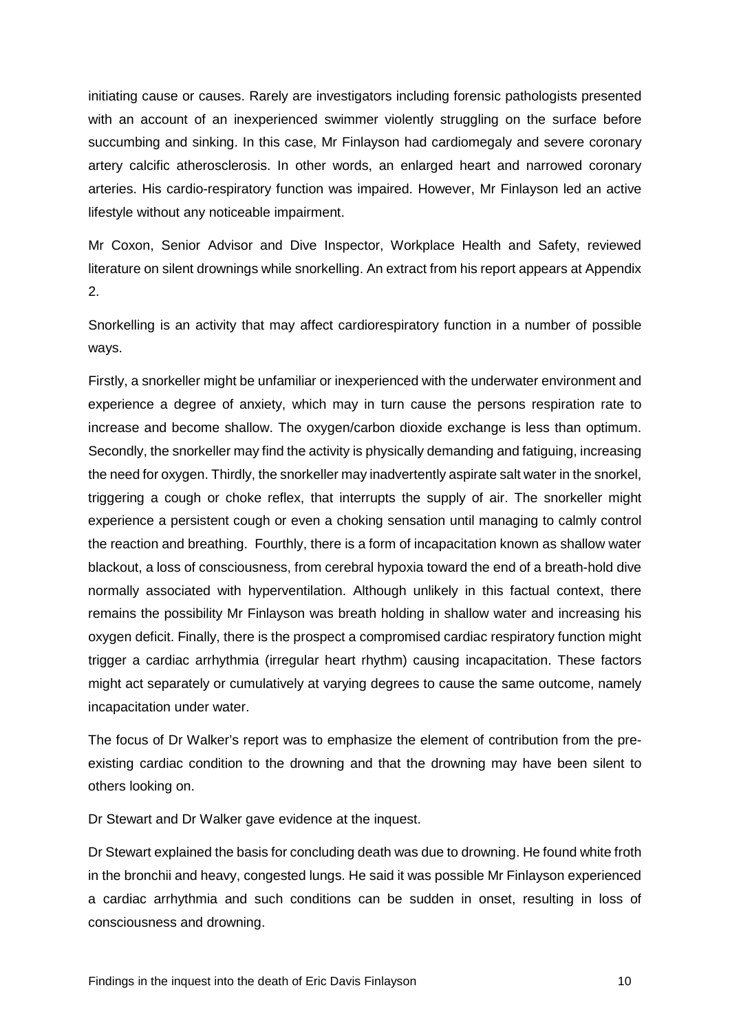initiating cause or causes. Rarely are investigators including forensic pathologists presented with an account of an inexperienced swimmer violently struggling on the surface before succumbing and sinking. In this case, Mr Finlayson had cardiomegaly and severe coronary artery calcific atherosclerosis. In other words, an enlarged heart and narrowed coronary arteries. His cardio-respiratory function was impaired. However, Mr Finlayson led an active lifestyle without any noticeable impairment.

Mr Coxon, Senior Advisor and Dive Inspector, Workplace Health and Safety, reviewed literature on silent drownings while snorkelling. An extract from his report appears at Appendix 2.

Snorkelling is an activity that may affect cardiorespiratory function in a number of possible ways.

Firstly, a snorkeller might be unfamiliar or inexperienced with the underwater environment and experience a degree of anxiety, which may in turn cause the persons respiration rate to increase and become shallow. The oxygen/carbon dioxide exchange is less than optimum. Secondly, the snorkeller may find the activity is physically demanding and fatiguing, increasing the need for oxygen. Thirdly, the snorkeller may inadvertently aspirate salt water in the snorkel, triggering a cough or choke reflex, that interrupts the supply of air. The snorkeller might experience a persistent cough or even a choking sensation until managing to calmly control the reaction and breathing. Fourthly, there is a form of incapacitation known as shallow water blackout, a loss of consciousness, from cerebral hypoxia toward the end of a breath-hold dive normally associated with hyperventilation. Although unlikely in this factual context, there remains the possibility Mr Finlayson was breath holding in shallow water and increasing his oxygen deficit. Finally, there is the prospect a compromised cardiac respiratory function might trigger a cardiac arrhythmia (irregular heart rhythm) causing incapacitation. These factors might act separately or cumulatively at varying degrees to cause the same outcome, namely incapacitation under water.

The focus of Dr Walker's report was to emphasize the element of contribution from the pre-existing cardiac condition to the drowning and that the drowning may have been silent to others looking on.

Dr Stewart and Dr Walker gave evidence at the inquest.

Dr Stewart explained the basis for concluding death was due to drowning. He found white froth in the bronchii and heavy, congested lungs. He said it was possible Mr Finlayson experienced a cardiac arrhythmia and such conditions can be sudden in onset, resulting in loss of consciousness and drowning.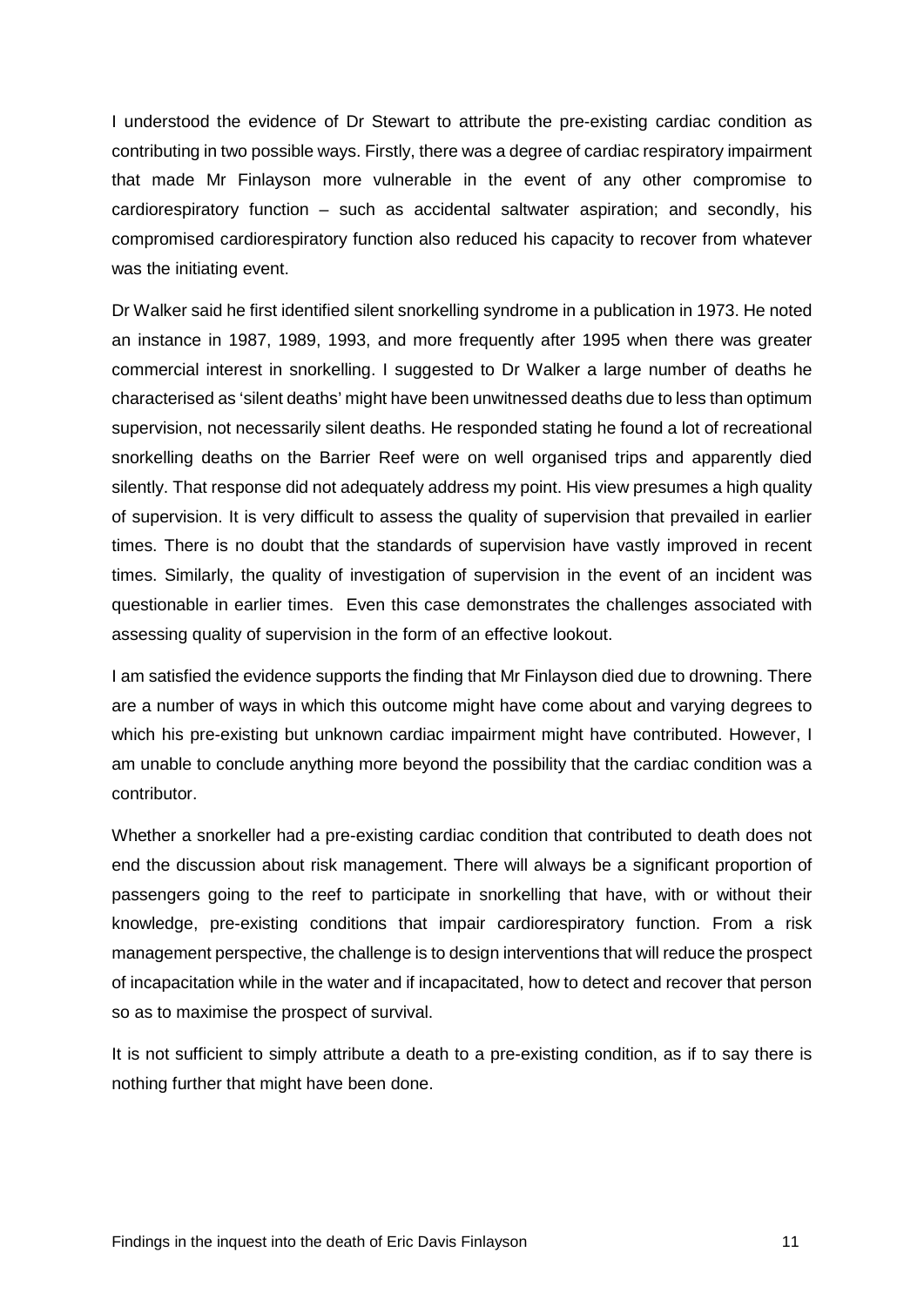I understood the evidence of Dr Stewart to attribute the pre-existing cardiac condition as contributing in two possible ways. Firstly, there was a degree of cardiac respiratory impairment that made Mr Finlayson more vulnerable in the event of any other compromise to cardiorespiratory function – such as accidental saltwater aspiration; and secondly, his compromised cardiorespiratory function also reduced his capacity to recover from whatever was the initiating event.

Dr Walker said he first identified silent snorkelling syndrome in a publication in 1973. He noted an instance in 1987, 1989, 1993, and more frequently after 1995 when there was greater commercial interest in snorkelling. I suggested to Dr Walker a large number of deaths he characterised as 'silent deaths' might have been unwitnessed deaths due to less than optimum supervision, not necessarily silent deaths. He responded stating he found a lot of recreational snorkelling deaths on the Barrier Reef were on well organised trips and apparently died silently. That response did not adequately address my point. His view presumes a high quality of supervision. It is very difficult to assess the quality of supervision that prevailed in earlier times. There is no doubt that the standards of supervision have vastly improved in recent times. Similarly, the quality of investigation of supervision in the event of an incident was questionable in earlier times. Even this case demonstrates the challenges associated with assessing quality of supervision in the form of an effective lookout.

I am satisfied the evidence supports the finding that Mr Finlayson died due to drowning. There are a number of ways in which this outcome might have come about and varying degrees to which his pre-existing but unknown cardiac impairment might have contributed. However, I am unable to conclude anything more beyond the possibility that the cardiac condition was a contributor.

Whether a snorkeller had a pre-existing cardiac condition that contributed to death does not end the discussion about risk management. There will always be a significant proportion of passengers going to the reef to participate in snorkelling that have, with or without their knowledge, pre-existing conditions that impair cardiorespiratory function. From a risk management perspective, the challenge is to design interventions that will reduce the prospect of incapacitation while in the water and if incapacitated, how to detect and recover that person so as to maximise the prospect of survival.

It is not sufficient to simply attribute a death to a pre-existing condition, as if to say there is nothing further that might have been done.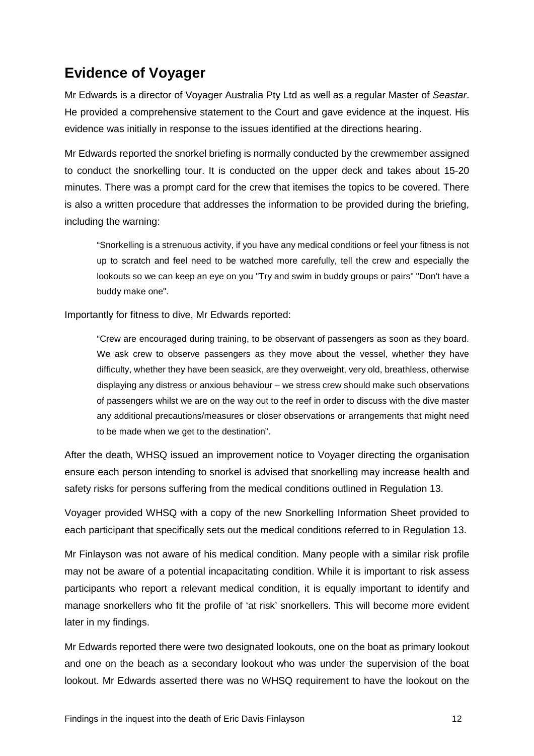## Evidence of Voyager

Mr Edwards is a director of Voyager Australia Pty Ltd as well as a regular Master of *Seastar*. He provided a comprehensive statement to the Court and gave evidence at the inquest. His evidence was initially in response to the issues identified at the directions hearing.

Mr Edwards reported the snorkel briefing is normally conducted by the crewmember assigned to conduct the snorkelling tour. It is conducted on the upper deck and takes about 15-20 minutes. There was a prompt card for the crew that itemises the topics to be covered. There is also a written procedure that addresses the information to be provided during the briefing, including the warning:

> "Snorkelling is a strenuous activity, if you have any medical conditions or feel your fitness is not up to scratch and feel need to be watched more carefully, tell the crew and especially the lookouts so we can keep an eye on you "Try and swim in buddy groups or pairs" "Don't have a buddy make one".

Importantly for fitness to dive, Mr Edwards reported:

> "Crew are encouraged during training, to be observant of passengers as soon as they board. We ask crew to observe passengers as they move about the vessel, whether they have difficulty, whether they have been seasick, are they overweight, very old, breathless, otherwise displaying any distress or anxious behaviour – we stress crew should make such observations of passengers whilst we are on the way out to the reef in order to discuss with the dive master any additional precautions/measures or closer observations or arrangements that might need to be made when we get to the destination".

After the death, WHSQ issued an improvement notice to Voyager directing the organisation ensure each person intending to snorkel is advised that snorkelling may increase health and safety risks for persons suffering from the medical conditions outlined in Regulation 13.

Voyager provided WHSQ with a copy of the new Snorkelling Information Sheet provided to each participant that specifically sets out the medical conditions referred to in Regulation 13.

Mr Finlayson was not aware of his medical condition. Many people with a similar risk profile may not be aware of a potential incapacitating condition. While it is important to risk assess participants who report a relevant medical condition, it is equally important to identify and manage snorkellers who fit the profile of 'at risk' snorkellers. This will become more evident later in my findings.

Mr Edwards reported there were two designated lookouts, one on the boat as primary lookout and one on the beach as a secondary lookout who was under the supervision of the boat lookout. Mr Edwards asserted there was no WHSQ requirement to have the lookout on the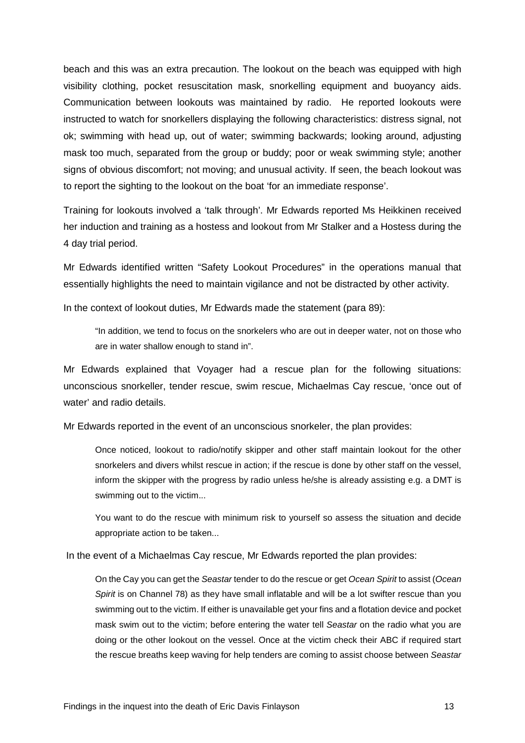beach and this was an extra precaution. The lookout on the beach was equipped with high visibility clothing, pocket resuscitation mask, snorkelling equipment and buoyancy aids. Communication between lookouts was maintained by radio. He reported lookouts were instructed to watch for snorkellers displaying the following characteristics: distress signal, not ok; swimming with head up, out of water; swimming backwards; looking around, adjusting mask too much, separated from the group or buddy; poor or weak swimming style; another signs of obvious discomfort; not moving; and unusual activity. If seen, the beach lookout was to report the sighting to the lookout on the boat 'for an immediate response'.

Training for lookouts involved a 'talk through'. Mr Edwards reported Ms Heikkinen received her induction and training as a hostess and lookout from Mr Stalker and a Hostess during the 4 day trial period.

Mr Edwards identified written "Safety Lookout Procedures" in the operations manual that essentially highlights the need to maintain vigilance and not be distracted by other activity.

In the context of lookout duties, Mr Edwards made the statement (para 89):

> "In addition, we tend to focus on the snorkelers who are out in deeper water, not on those who are in water shallow enough to stand in".

Mr Edwards explained that Voyager had a rescue plan for the following situations: unconscious snorkeller, tender rescue, swim rescue, Michaelmas Cay rescue, 'once out of water' and radio details.

Mr Edwards reported in the event of an unconscious snorkeler, the plan provides:

> Once noticed, lookout to radio/notify skipper and other staff maintain lookout for the other snorkelers and divers whilst rescue in action; if the rescue is done by other staff on the vessel, inform the skipper with the progress by radio unless he/she is already assisting e.g. a DMT is swimming out to the victim...
>
> You want to do the rescue with minimum risk to yourself so assess the situation and decide appropriate action to be taken...

In the event of a Michaelmas Cay rescue, Mr Edwards reported the plan provides:

> On the Cay you can get the *Seastar* tender to do the rescue or get *Ocean Spirit* to assist (*Ocean Spirit* is on Channel 78) as they have small inflatable and will be a lot swifter rescue than you swimming out to the victim. If either is unavailable get your fins and a flotation device and pocket mask swim out to the victim; before entering the water tell *Seastar* on the radio what you are doing or the other lookout on the vessel. Once at the victim check their ABC if required start the rescue breaths keep waving for help tenders are coming to assist choose between *Seastar*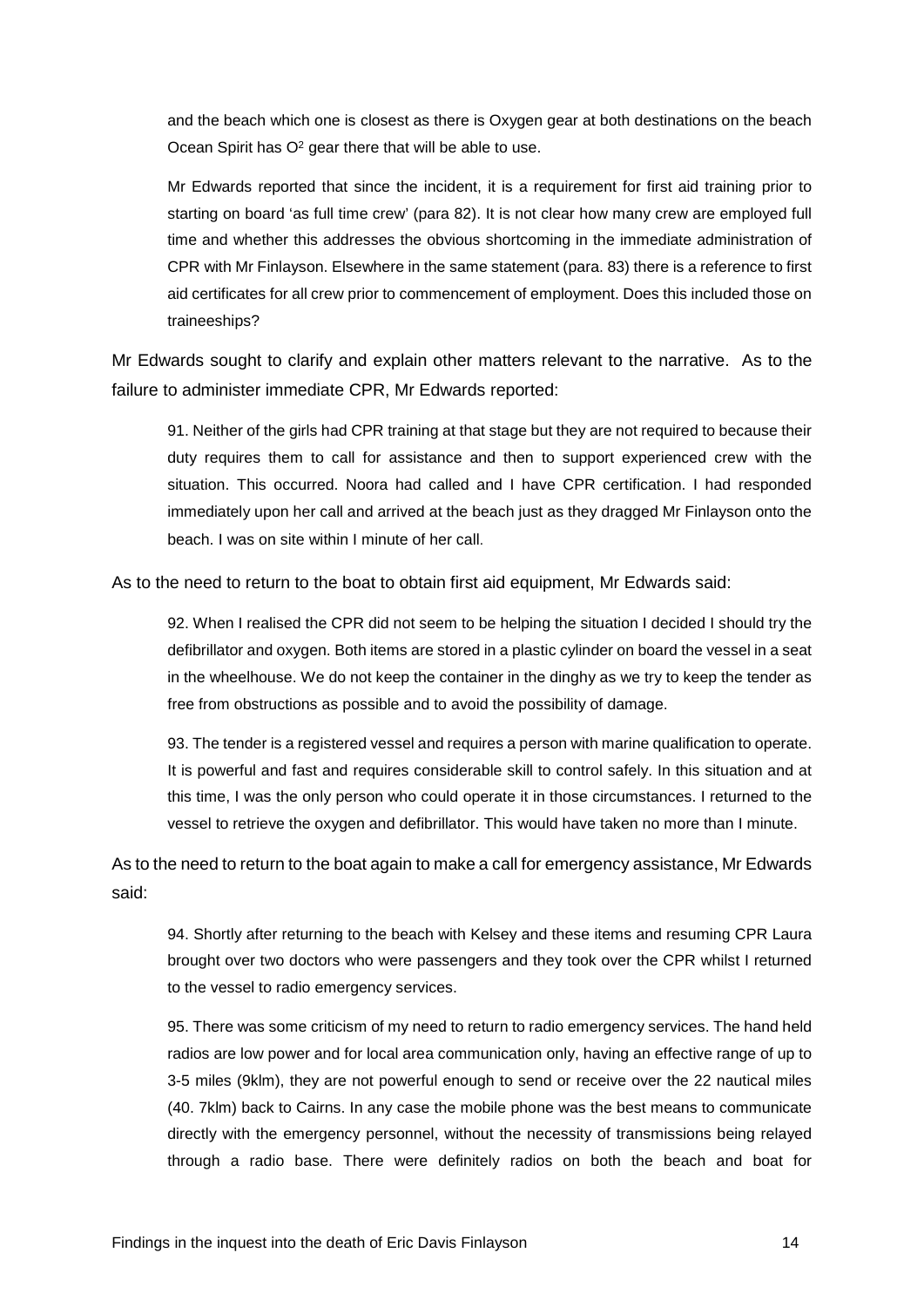> and the beach which one is closest as there is Oxygen gear at both destinations on the beach Ocean Spirit has $O^2$ gear there that will be able to use.
>
> Mr Edwards reported that since the incident, it is a requirement for first aid training prior to starting on board 'as full time crew' (para 82). It is not clear how many crew are employed full time and whether this addresses the obvious shortcoming in the immediate administration of CPR with Mr Finlayson. Elsewhere in the same statement (para. 83) there is a reference to first aid certificates for all crew prior to commencement of employment. Does this included those on traineeships?

Mr Edwards sought to clarify and explain other matters relevant to the narrative. As to the failure to administer immediate CPR, Mr Edwards reported:

> 91. Neither of the girls had CPR training at that stage but they are not required to because their duty requires them to call for assistance and then to support experienced crew with the situation. This occurred. Noora had called and I have CPR certification. I had responded immediately upon her call and arrived at the beach just as they dragged Mr Finlayson onto the beach. I was on site within I minute of her call.

As to the need to return to the boat to obtain first aid equipment, Mr Edwards said:

> 92. When I realised the CPR did not seem to be helping the situation I decided I should try the defibrillator and oxygen. Both items are stored in a plastic cylinder on board the vessel in a seat in the wheelhouse. We do not keep the container in the dinghy as we try to keep the tender as free from obstructions as possible and to avoid the possibility of damage.
>
> 93. The tender is a registered vessel and requires a person with marine qualification to operate. It is powerful and fast and requires considerable skill to control safely. In this situation and at this time, I was the only person who could operate it in those circumstances. I returned to the vessel to retrieve the oxygen and defibrillator. This would have taken no more than I minute.

As to the need to return to the boat again to make a call for emergency assistance, Mr Edwards said:

> 94. Shortly after returning to the beach with Kelsey and these items and resuming CPR Laura brought over two doctors who were passengers and they took over the CPR whilst I returned to the vessel to radio emergency services.
>
> 95. There was some criticism of my need to return to radio emergency services. The hand held radios are low power and for local area communication only, having an effective range of up to 3-5 miles (9klm), they are not powerful enough to send or receive over the 22 nautical miles (40. 7klm) back to Cairns. In any case the mobile phone was the best means to communicate directly with the emergency personnel, without the necessity of transmissions being relayed through a radio base. There were definitely radios on both the beach and boat for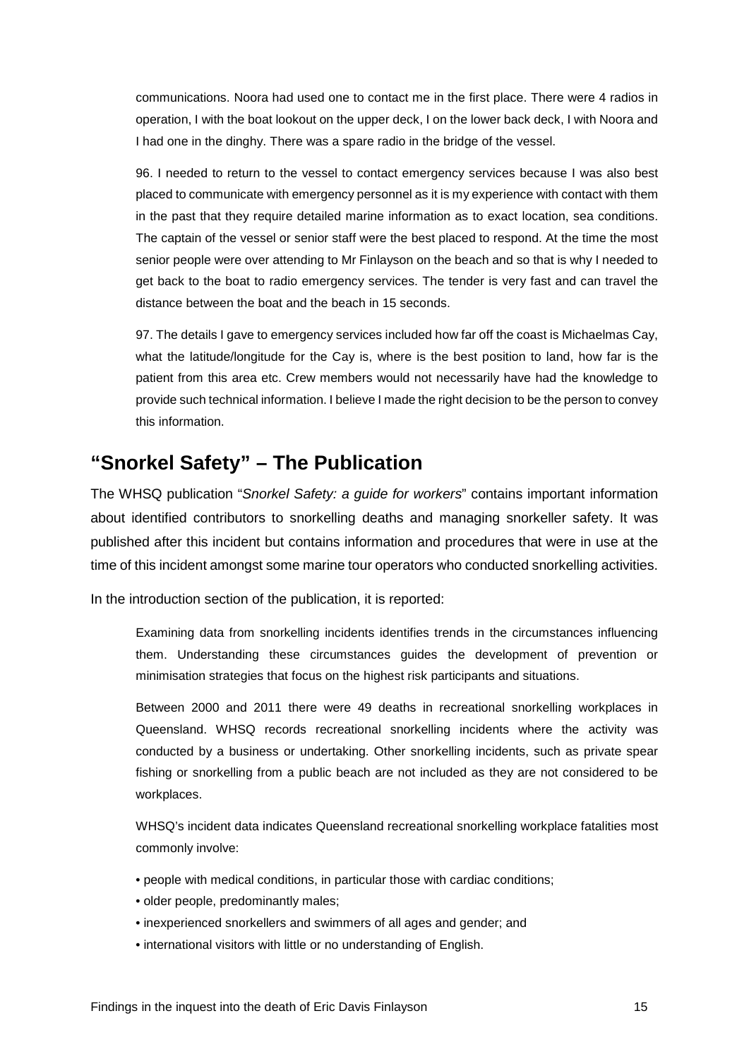communications. Noora had used one to contact me in the first place. There were 4 radios in operation, I with the boat lookout on the upper deck, I on the lower back deck, I with Noora and I had one in the dinghy. There was a spare radio in the bridge of the vessel.

96. I needed to return to the vessel to contact emergency services because I was also best placed to communicate with emergency personnel as it is my experience with contact with them in the past that they require detailed marine information as to exact location, sea conditions. The captain of the vessel or senior staff were the best placed to respond. At the time the most senior people were over attending to Mr Finlayson on the beach and so that is why I needed to get back to the boat to radio emergency services. The tender is very fast and can travel the distance between the boat and the beach in 15 seconds.

97. The details I gave to emergency services included how far off the coast is Michaelmas Cay, what the latitude/longitude for the Cay is, where is the best position to land, how far is the patient from this area etc. Crew members would not necessarily have had the knowledge to provide such technical information. I believe I made the right decision to be the person to convey this information.

## "Snorkel Safety" – The Publication

The WHSQ publication "*Snorkel Safety: a guide for workers*" contains important information about identified contributors to snorkelling deaths and managing snorkeller safety. It was published after this incident but contains information and procedures that were in use at the time of this incident amongst some marine tour operators who conducted snorkelling activities.

In the introduction section of the publication, it is reported:

> Examining data from snorkelling incidents identifies trends in the circumstances influencing them. Understanding these circumstances guides the development of prevention or minimisation strategies that focus on the highest risk participants and situations.
>
> Between 2000 and 2011 there were 49 deaths in recreational snorkelling workplaces in Queensland. WHSQ records recreational snorkelling incidents where the activity was conducted by a business or undertaking. Other snorkelling incidents, such as private spear fishing or snorkelling from a public beach are not included as they are not considered to be workplaces.
>
> WHSQ's incident data indicates Queensland recreational snorkelling workplace fatalities most commonly involve:
>
> - people with medical conditions, in particular those with cardiac conditions;
> - older people, predominantly males;
> - inexperienced snorkellers and swimmers of all ages and gender; and
> - international visitors with little or no understanding of English.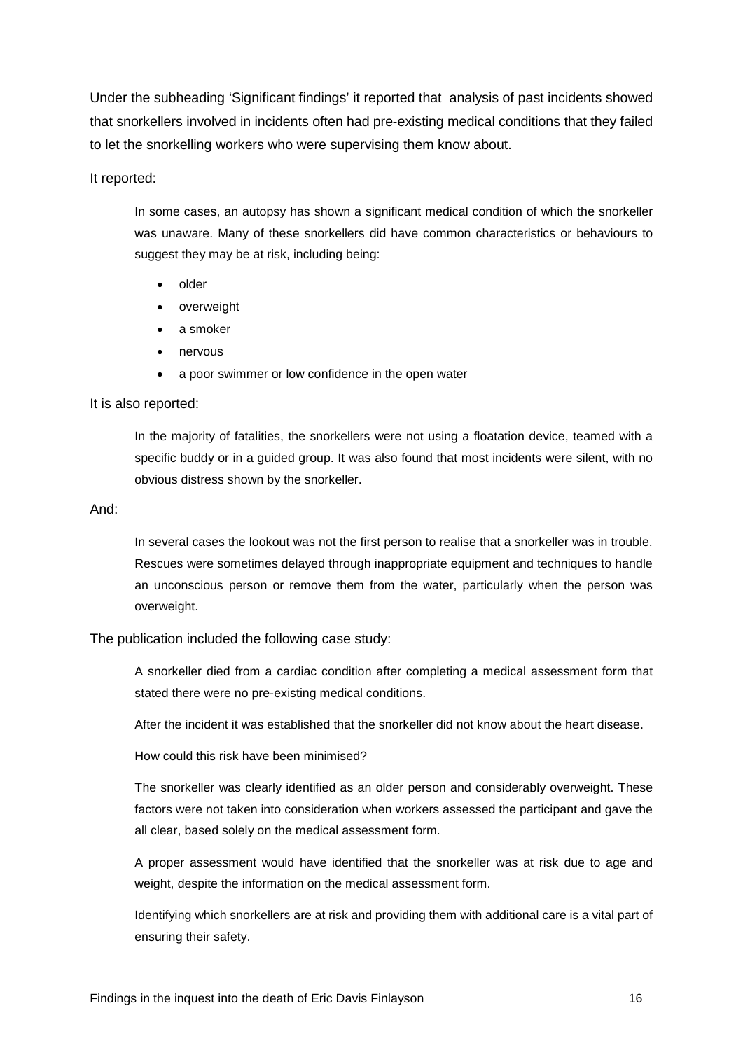Under the subheading ‘Significant findings’ it reported that analysis of past incidents showed that snorkellers involved in incidents often had pre-existing medical conditions that they failed to let the snorkelling workers who were supervising them know about.

It reported:

> In some cases, an autopsy has shown a significant medical condition of which the snorkeller was unaware. Many of these snorkellers did have common characteristics or behaviours to suggest they may be at risk, including being:
>
> - older
> - overweight
> - a smoker
> - nervous
> - a poor swimmer or low confidence in the open water

It is also reported:

> In the majority of fatalities, the snorkellers were not using a floatation device, teamed with a specific buddy or in a guided group. It was also found that most incidents were silent, with no obvious distress shown by the snorkeller.

And:

> In several cases the lookout was not the first person to realise that a snorkeller was in trouble. Rescues were sometimes delayed through inappropriate equipment and techniques to handle an unconscious person or remove them from the water, particularly when the person was overweight.

The publication included the following case study:

> A snorkeller died from a cardiac condition after completing a medical assessment form that stated there were no pre-existing medical conditions.
>
> After the incident it was established that the snorkeller did not know about the heart disease.
>
> How could this risk have been minimised?
>
> The snorkeller was clearly identified as an older person and considerably overweight. These factors were not taken into consideration when workers assessed the participant and gave the all clear, based solely on the medical assessment form.
>
> A proper assessment would have identified that the snorkeller was at risk due to age and weight, despite the information on the medical assessment form.
>
> Identifying which snorkellers are at risk and providing them with additional care is a vital part of ensuring their safety.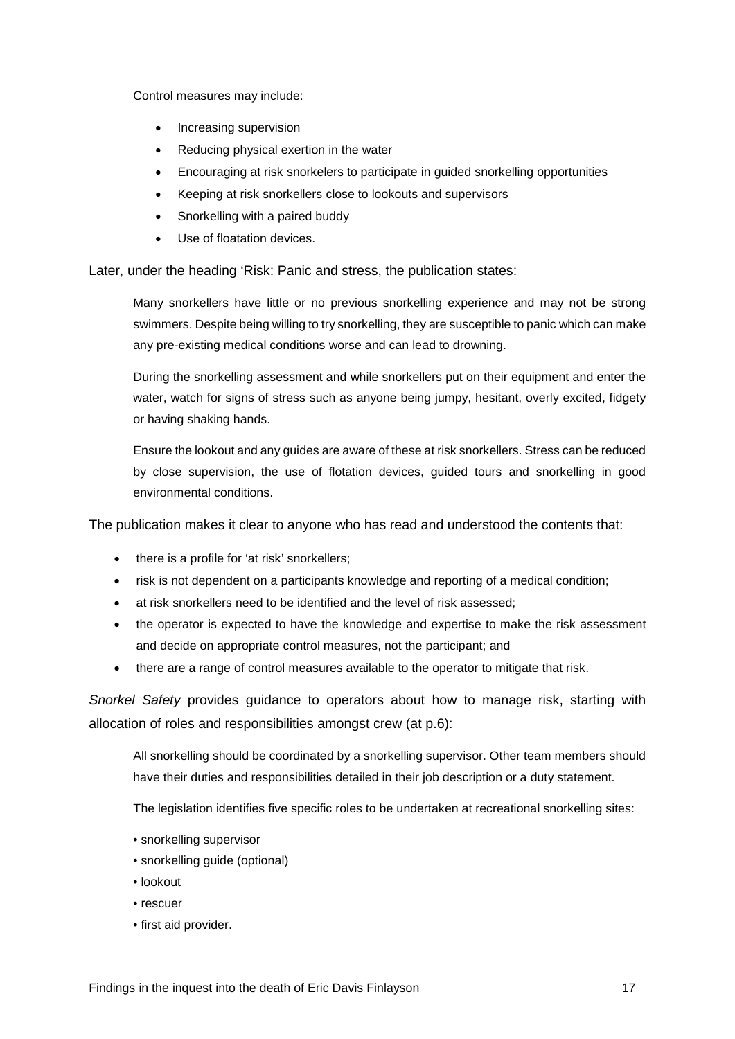Control measures may include:

- Increasing supervision
- Reducing physical exertion in the water
- Encouraging at risk snorkelers to participate in guided snorkelling opportunities
- Keeping at risk snorkellers close to lookouts and supervisors
- Snorkelling with a paired buddy
- Use of floatation devices.

Later, under the heading 'Risk: Panic and stress, the publication states:

> Many snorkellers have little or no previous snorkelling experience and may not be strong swimmers. Despite being willing to try snorkelling, they are susceptible to panic which can make any pre-existing medical conditions worse and can lead to drowning.
>
> During the snorkelling assessment and while snorkellers put on their equipment and enter the water, watch for signs of stress such as anyone being jumpy, hesitant, overly excited, fidgety or having shaking hands.
>
> Ensure the lookout and any guides are aware of these at risk snorkellers. Stress can be reduced by close supervision, the use of flotation devices, guided tours and snorkelling in good environmental conditions.

The publication makes it clear to anyone who has read and understood the contents that:

- there is a profile for 'at risk' snorkellers;
- risk is not dependent on a participants knowledge and reporting of a medical condition;
- at risk snorkellers need to be identified and the level of risk assessed;
- the operator is expected to have the knowledge and expertise to make the risk assessment and decide on appropriate control measures, not the participant; and
- there are a range of control measures available to the operator to mitigate that risk.

*Snorkel Safety* provides guidance to operators about how to manage risk, starting with allocation of roles and responsibilities amongst crew (at p.6):

> All snorkelling should be coordinated by a snorkelling supervisor. Other team members should have their duties and responsibilities detailed in their job description or a duty statement.
>
> The legislation identifies five specific roles to be undertaken at recreational snorkelling sites:
>
> • snorkelling supervisor
> • snorkelling guide (optional)
> • lookout
> • rescuer
> • first aid provider.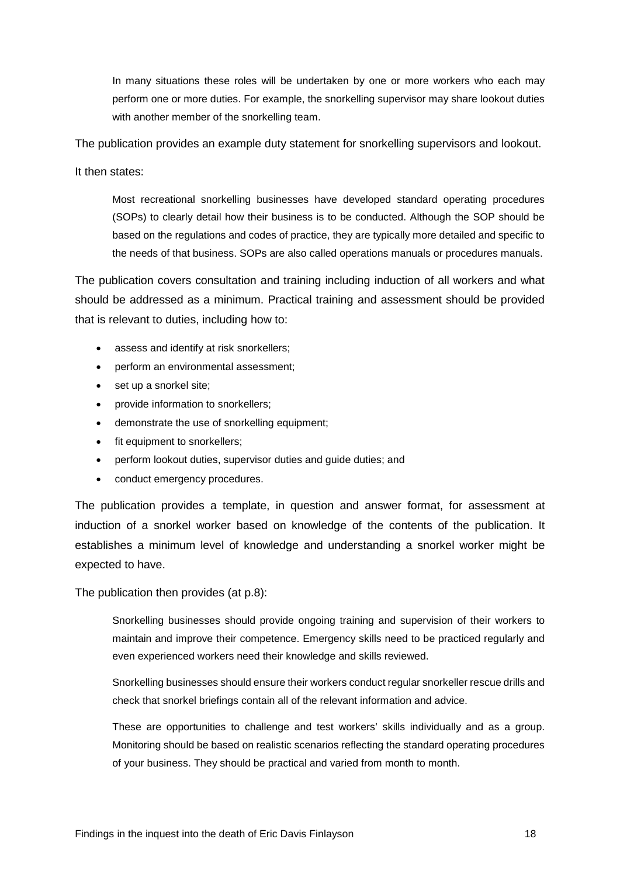> In many situations these roles will be undertaken by one or more workers who each may perform one or more duties. For example, the snorkelling supervisor may share lookout duties with another member of the snorkelling team.

The publication provides an example duty statement for snorkelling supervisors and lookout.

It then states:

> Most recreational snorkelling businesses have developed standard operating procedures (SOPs) to clearly detail how their business is to be conducted. Although the SOP should be based on the regulations and codes of practice, they are typically more detailed and specific to the needs of that business. SOPs are also called operations manuals or procedures manuals.

The publication covers consultation and training including induction of all workers and what should be addressed as a minimum. Practical training and assessment should be provided that is relevant to duties, including how to:

- assess and identify at risk snorkellers;
- perform an environmental assessment;
- set up a snorkel site;
- provide information to snorkellers;
- demonstrate the use of snorkelling equipment;
- fit equipment to snorkellers;
- perform lookout duties, supervisor duties and guide duties; and
- conduct emergency procedures.

The publication provides a template, in question and answer format, for assessment at induction of a snorkel worker based on knowledge of the contents of the publication. It establishes a minimum level of knowledge and understanding a snorkel worker might be expected to have.

The publication then provides (at p.8):

> Snorkelling businesses should provide ongoing training and supervision of their workers to maintain and improve their competence. Emergency skills need to be practiced regularly and even experienced workers need their knowledge and skills reviewed.
>
> Snorkelling businesses should ensure their workers conduct regular snorkeller rescue drills and check that snorkel briefings contain all of the relevant information and advice.
>
> These are opportunities to challenge and test workers' skills individually and as a group. Monitoring should be based on realistic scenarios reflecting the standard operating procedures of your business. They should be practical and varied from month to month.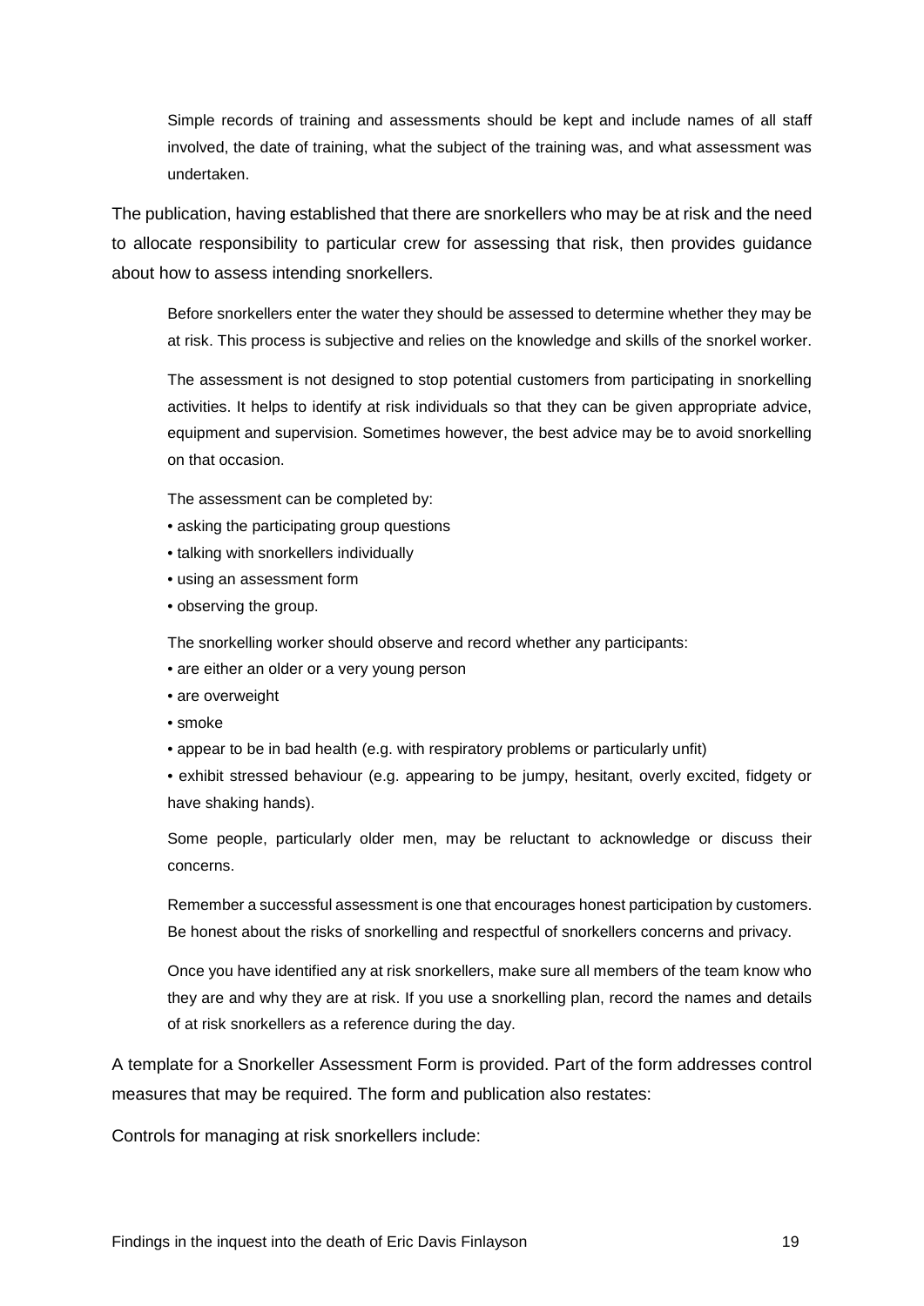> Simple records of training and assessments should be kept and include names of all staff involved, the date of training, what the subject of the training was, and what assessment was undertaken.

The publication, having established that there are snorkellers who may be at risk and the need to allocate responsibility to particular crew for assessing that risk, then provides guidance about how to assess intending snorkellers.

> Before snorkellers enter the water they should be assessed to determine whether they may be at risk. This process is subjective and relies on the knowledge and skills of the snorkel worker.
>
> The assessment is not designed to stop potential customers from participating in snorkelling activities. It helps to identify at risk individuals so that they can be given appropriate advice, equipment and supervision. Sometimes however, the best advice may be to avoid snorkelling on that occasion.
>
> The assessment can be completed by:
>
> - asking the participating group questions
> - talking with snorkellers individually
> - using an assessment form
> - observing the group.
>
> The snorkelling worker should observe and record whether any participants:
>
> - are either an older or a very young person
> - are overweight
> - smoke
> - appear to be in bad health (e.g. with respiratory problems or particularly unfit)
> - exhibit stressed behaviour (e.g. appearing to be jumpy, hesitant, overly excited, fidgety or have shaking hands).
>
> Some people, particularly older men, may be reluctant to acknowledge or discuss their concerns.
>
> Remember a successful assessment is one that encourages honest participation by customers. Be honest about the risks of snorkelling and respectful of snorkellers concerns and privacy.
>
> Once you have identified any at risk snorkellers, make sure all members of the team know who they are and why they are at risk. If you use a snorkelling plan, record the names and details of at risk snorkellers as a reference during the day.

A template for a Snorkeller Assessment Form is provided. Part of the form addresses control measures that may be required. The form and publication also restates:

Controls for managing at risk snorkellers include: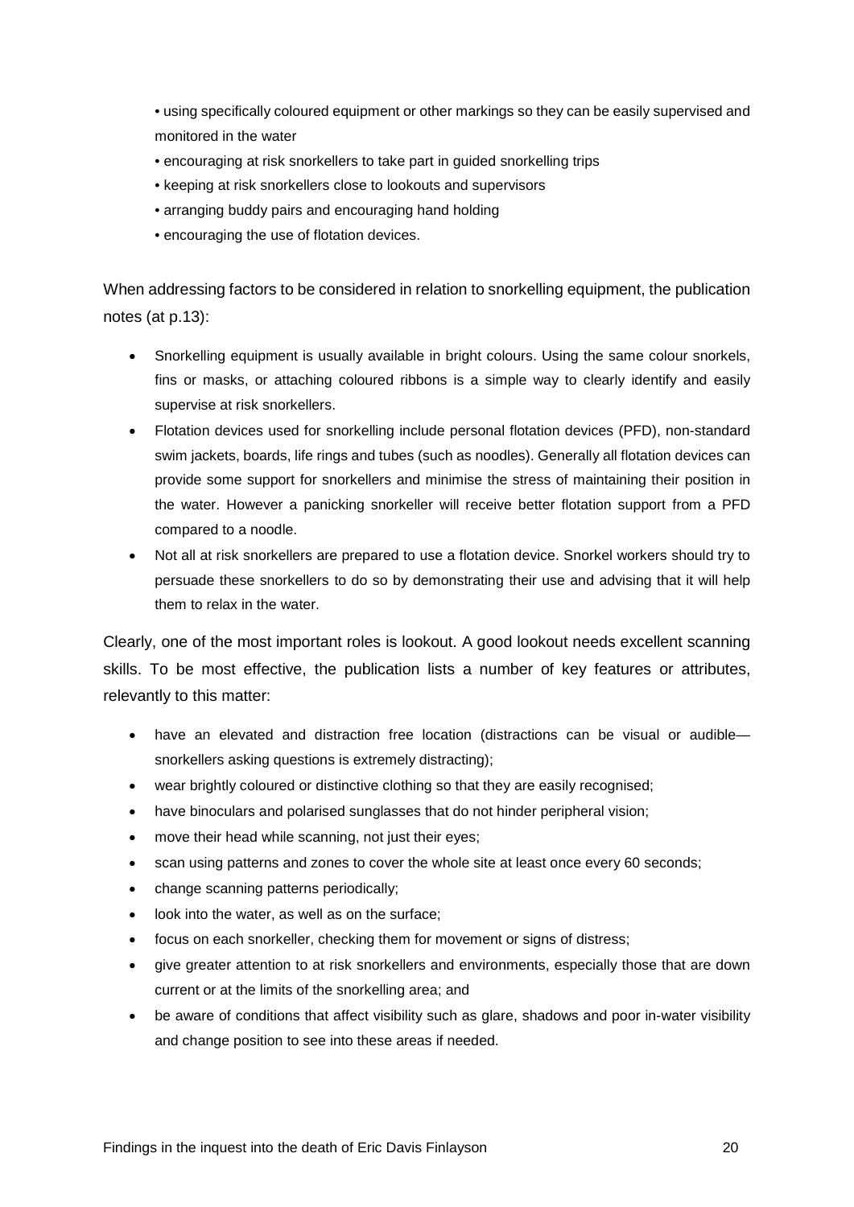- using specifically coloured equipment or other markings so they can be easily supervised and monitored in the water
- encouraging at risk snorkellers to take part in guided snorkelling trips
- keeping at risk snorkellers close to lookouts and supervisors
- arranging buddy pairs and encouraging hand holding
- encouraging the use of flotation devices.

When addressing factors to be considered in relation to snorkelling equipment, the publication notes (at p.13):

- Snorkelling equipment is usually available in bright colours. Using the same colour snorkels, fins or masks, or attaching coloured ribbons is a simple way to clearly identify and easily supervise at risk snorkellers.
- Flotation devices used for snorkelling include personal flotation devices (PFD), non-standard swim jackets, boards, life rings and tubes (such as noodles). Generally all flotation devices can provide some support for snorkellers and minimise the stress of maintaining their position in the water. However a panicking snorkeller will receive better flotation support from a PFD compared to a noodle.
- Not all at risk snorkellers are prepared to use a flotation device. Snorkel workers should try to persuade these snorkellers to do so by demonstrating their use and advising that it will help them to relax in the water.

Clearly, one of the most important roles is lookout. A good lookout needs excellent scanning skills. To be most effective, the publication lists a number of key features or attributes, relevantly to this matter:

- have an elevated and distraction free location (distractions can be visual or audible—snorkellers asking questions is extremely distracting);
- wear brightly coloured or distinctive clothing so that they are easily recognised;
- have binoculars and polarised sunglasses that do not hinder peripheral vision;
- move their head while scanning, not just their eyes;
- scan using patterns and zones to cover the whole site at least once every 60 seconds;
- change scanning patterns periodically;
- look into the water, as well as on the surface;
- focus on each snorkeller, checking them for movement or signs of distress;
- give greater attention to at risk snorkellers and environments, especially those that are down current or at the limits of the snorkelling area; and
- be aware of conditions that affect visibility such as glare, shadows and poor in-water visibility and change position to see into these areas if needed.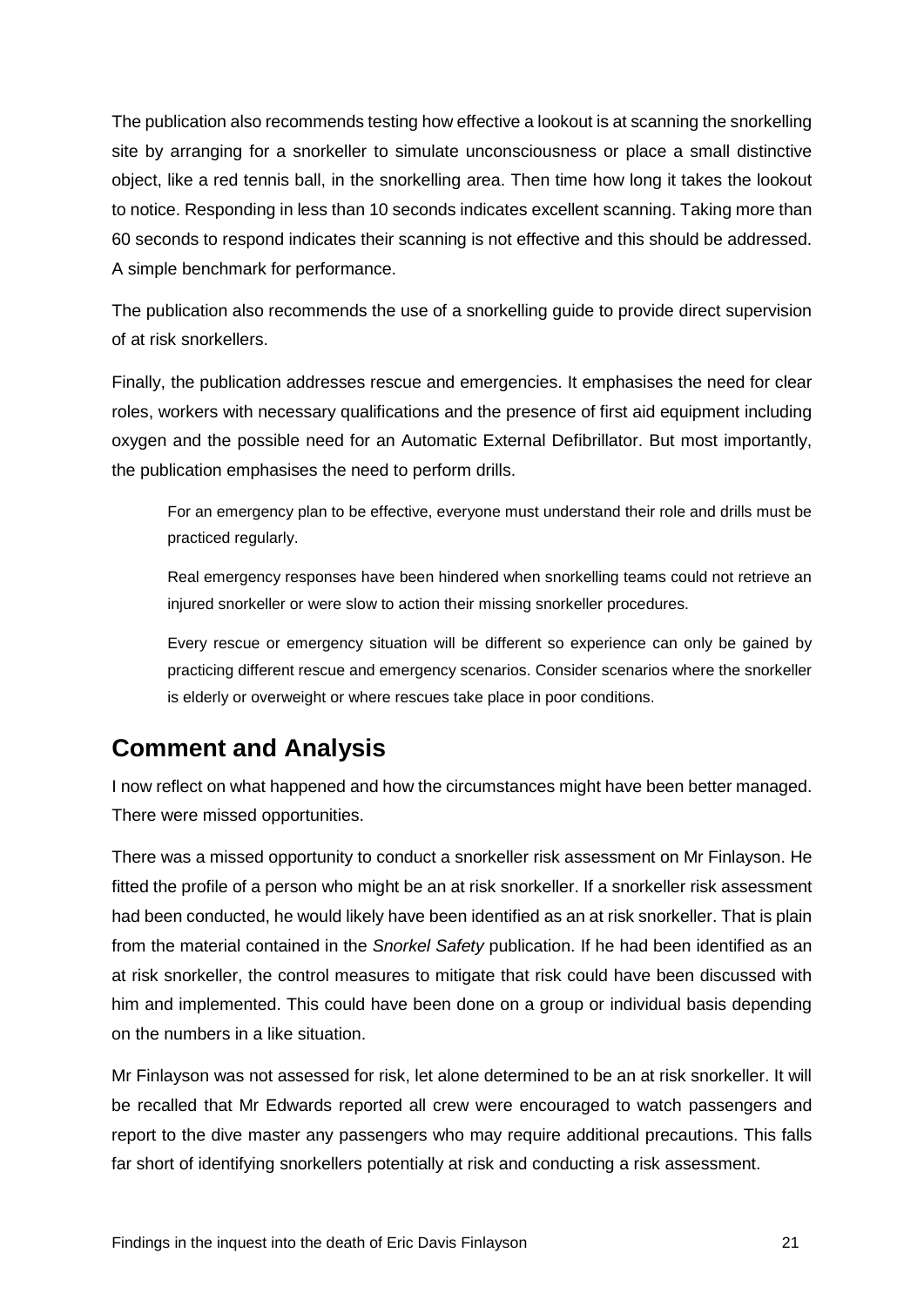The publication also recommends testing how effective a lookout is at scanning the snorkelling site by arranging for a snorkeller to simulate unconsciousness or place a small distinctive object, like a red tennis ball, in the snorkelling area. Then time how long it takes the lookout to notice. Responding in less than 10 seconds indicates excellent scanning. Taking more than 60 seconds to respond indicates their scanning is not effective and this should be addressed. A simple benchmark for performance.

The publication also recommends the use of a snorkelling guide to provide direct supervision of at risk snorkellers.

Finally, the publication addresses rescue and emergencies. It emphasises the need for clear roles, workers with necessary qualifications and the presence of first aid equipment including oxygen and the possible need for an Automatic External Defibrillator. But most importantly, the publication emphasises the need to perform drills.

> For an emergency plan to be effective, everyone must understand their role and drills must be practiced regularly.
>
> Real emergency responses have been hindered when snorkelling teams could not retrieve an injured snorkeller or were slow to action their missing snorkeller procedures.
>
> Every rescue or emergency situation will be different so experience can only be gained by practicing different rescue and emergency scenarios. Consider scenarios where the snorkeller is elderly or overweight or where rescues take place in poor conditions.

## Comment and Analysis

I now reflect on what happened and how the circumstances might have been better managed. There were missed opportunities.

There was a missed opportunity to conduct a snorkeller risk assessment on Mr Finlayson. He fitted the profile of a person who might be an at risk snorkeller. If a snorkeller risk assessment had been conducted, he would likely have been identified as an at risk snorkeller. That is plain from the material contained in the *Snorkel Safety* publication. If he had been identified as an at risk snorkeller, the control measures to mitigate that risk could have been discussed with him and implemented. This could have been done on a group or individual basis depending on the numbers in a like situation.

Mr Finlayson was not assessed for risk, let alone determined to be an at risk snorkeller. It will be recalled that Mr Edwards reported all crew were encouraged to watch passengers and report to the dive master any passengers who may require additional precautions. This falls far short of identifying snorkellers potentially at risk and conducting a risk assessment.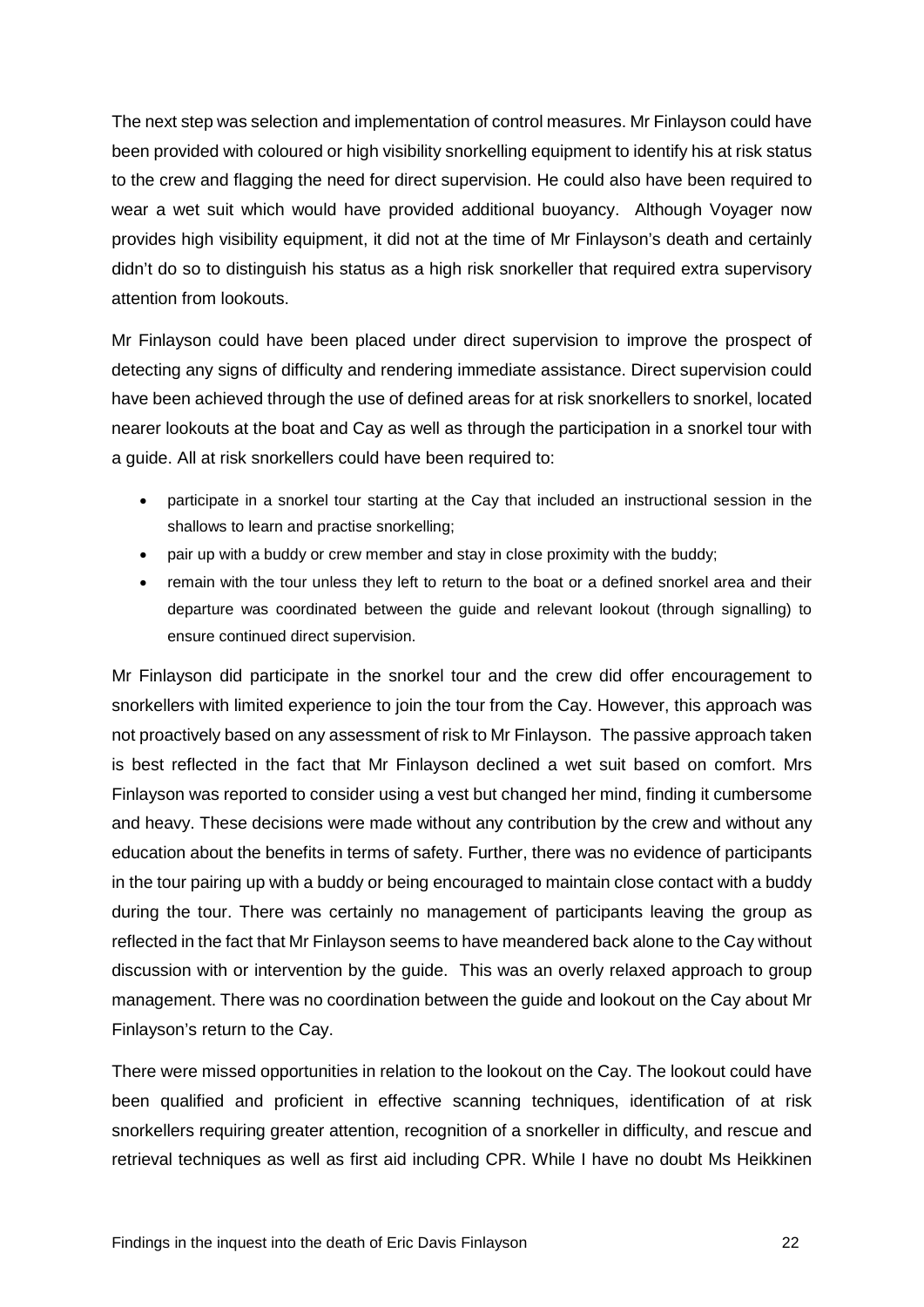The next step was selection and implementation of control measures. Mr Finlayson could have been provided with coloured or high visibility snorkelling equipment to identify his at risk status to the crew and flagging the need for direct supervision. He could also have been required to wear a wet suit which would have provided additional buoyancy. Although Voyager now provides high visibility equipment, it did not at the time of Mr Finlayson's death and certainly didn't do so to distinguish his status as a high risk snorkeller that required extra supervisory attention from lookouts.

Mr Finlayson could have been placed under direct supervision to improve the prospect of detecting any signs of difficulty and rendering immediate assistance. Direct supervision could have been achieved through the use of defined areas for at risk snorkellers to snorkel, located nearer lookouts at the boat and Cay as well as through the participation in a snorkel tour with a guide. All at risk snorkellers could have been required to:

- participate in a snorkel tour starting at the Cay that included an instructional session in the shallows to learn and practise snorkelling;
- pair up with a buddy or crew member and stay in close proximity with the buddy;
- remain with the tour unless they left to return to the boat or a defined snorkel area and their departure was coordinated between the guide and relevant lookout (through signalling) to ensure continued direct supervision.

Mr Finlayson did participate in the snorkel tour and the crew did offer encouragement to snorkellers with limited experience to join the tour from the Cay. However, this approach was not proactively based on any assessment of risk to Mr Finlayson. The passive approach taken is best reflected in the fact that Mr Finlayson declined a wet suit based on comfort. Mrs Finlayson was reported to consider using a vest but changed her mind, finding it cumbersome and heavy. These decisions were made without any contribution by the crew and without any education about the benefits in terms of safety. Further, there was no evidence of participants in the tour pairing up with a buddy or being encouraged to maintain close contact with a buddy during the tour. There was certainly no management of participants leaving the group as reflected in the fact that Mr Finlayson seems to have meandered back alone to the Cay without discussion with or intervention by the guide. This was an overly relaxed approach to group management. There was no coordination between the guide and lookout on the Cay about Mr Finlayson's return to the Cay.

There were missed opportunities in relation to the lookout on the Cay. The lookout could have been qualified and proficient in effective scanning techniques, identification of at risk snorkellers requiring greater attention, recognition of a snorkeller in difficulty, and rescue and retrieval techniques as well as first aid including CPR. While I have no doubt Ms Heikkinen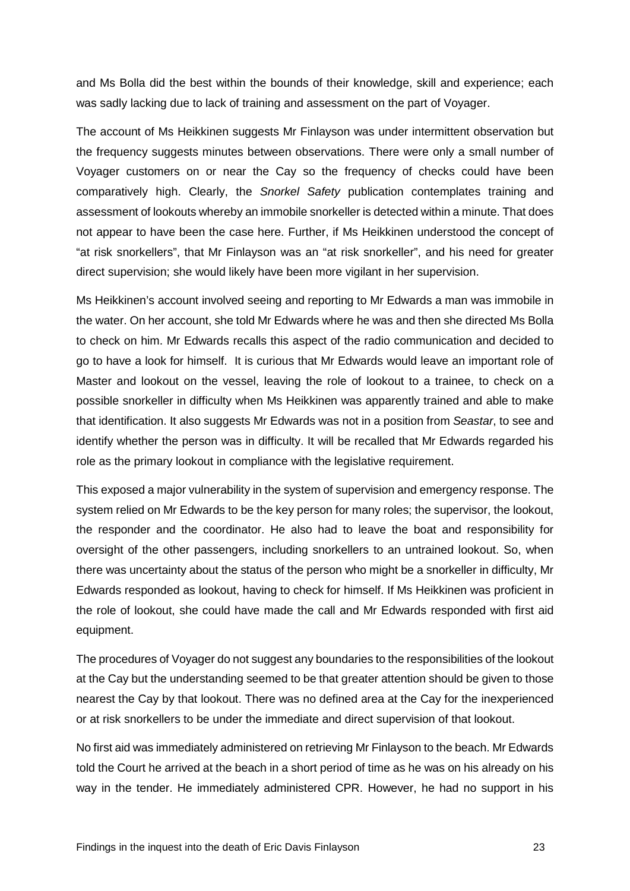and Ms Bolla did the best within the bounds of their knowledge, skill and experience; each was sadly lacking due to lack of training and assessment on the part of Voyager.

The account of Ms Heikkinen suggests Mr Finlayson was under intermittent observation but the frequency suggests minutes between observations. There were only a small number of Voyager customers on or near the Cay so the frequency of checks could have been comparatively high. Clearly, the *Snorkel Safety* publication contemplates training and assessment of lookouts whereby an immobile snorkeller is detected within a minute. That does not appear to have been the case here. Further, if Ms Heikkinen understood the concept of "at risk snorkellers", that Mr Finlayson was an "at risk snorkeller", and his need for greater direct supervision; she would likely have been more vigilant in her supervision.

Ms Heikkinen's account involved seeing and reporting to Mr Edwards a man was immobile in the water. On her account, she told Mr Edwards where he was and then she directed Ms Bolla to check on him. Mr Edwards recalls this aspect of the radio communication and decided to go to have a look for himself. It is curious that Mr Edwards would leave an important role of Master and lookout on the vessel, leaving the role of lookout to a trainee, to check on a possible snorkeller in difficulty when Ms Heikkinen was apparently trained and able to make that identification. It also suggests Mr Edwards was not in a position from *Seastar*, to see and identify whether the person was in difficulty. It will be recalled that Mr Edwards regarded his role as the primary lookout in compliance with the legislative requirement.

This exposed a major vulnerability in the system of supervision and emergency response. The system relied on Mr Edwards to be the key person for many roles; the supervisor, the lookout, the responder and the coordinator. He also had to leave the boat and responsibility for oversight of the other passengers, including snorkellers to an untrained lookout. So, when there was uncertainty about the status of the person who might be a snorkeller in difficulty, Mr Edwards responded as lookout, having to check for himself. If Ms Heikkinen was proficient in the role of lookout, she could have made the call and Mr Edwards responded with first aid equipment.

The procedures of Voyager do not suggest any boundaries to the responsibilities of the lookout at the Cay but the understanding seemed to be that greater attention should be given to those nearest the Cay by that lookout. There was no defined area at the Cay for the inexperienced or at risk snorkellers to be under the immediate and direct supervision of that lookout.

No first aid was immediately administered on retrieving Mr Finlayson to the beach. Mr Edwards told the Court he arrived at the beach in a short period of time as he was on his already on his way in the tender. He immediately administered CPR. However, he had no support in his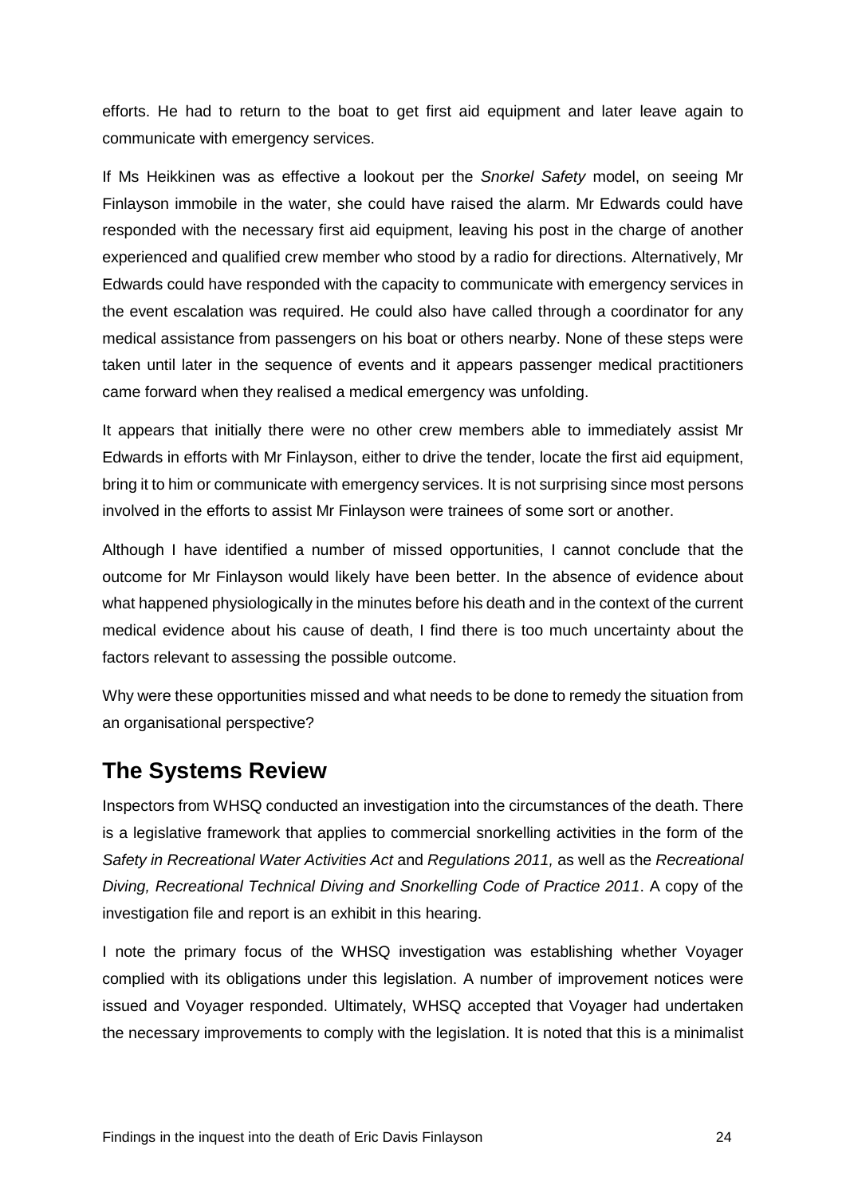efforts. He had to return to the boat to get first aid equipment and later leave again to communicate with emergency services.

If Ms Heikkinen was as effective a lookout per the *Snorkel Safety* model, on seeing Mr Finlayson immobile in the water, she could have raised the alarm. Mr Edwards could have responded with the necessary first aid equipment, leaving his post in the charge of another experienced and qualified crew member who stood by a radio for directions. Alternatively, Mr Edwards could have responded with the capacity to communicate with emergency services in the event escalation was required. He could also have called through a coordinator for any medical assistance from passengers on his boat or others nearby. None of these steps were taken until later in the sequence of events and it appears passenger medical practitioners came forward when they realised a medical emergency was unfolding.

It appears that initially there were no other crew members able to immediately assist Mr Edwards in efforts with Mr Finlayson, either to drive the tender, locate the first aid equipment, bring it to him or communicate with emergency services. It is not surprising since most persons involved in the efforts to assist Mr Finlayson were trainees of some sort or another.

Although I have identified a number of missed opportunities, I cannot conclude that the outcome for Mr Finlayson would likely have been better. In the absence of evidence about what happened physiologically in the minutes before his death and in the context of the current medical evidence about his cause of death, I find there is too much uncertainty about the factors relevant to assessing the possible outcome.

Why were these opportunities missed and what needs to be done to remedy the situation from an organisational perspective?

## The Systems Review

Inspectors from WHSQ conducted an investigation into the circumstances of the death. There is a legislative framework that applies to commercial snorkelling activities in the form of the *Safety in Recreational Water Activities Act* and *Regulations 2011,* as well as the *Recreational Diving, Recreational Technical Diving and Snorkelling Code of Practice 2011*. A copy of the investigation file and report is an exhibit in this hearing.

I note the primary focus of the WHSQ investigation was establishing whether Voyager complied with its obligations under this legislation. A number of improvement notices were issued and Voyager responded. Ultimately, WHSQ accepted that Voyager had undertaken the necessary improvements to comply with the legislation. It is noted that this is a minimalist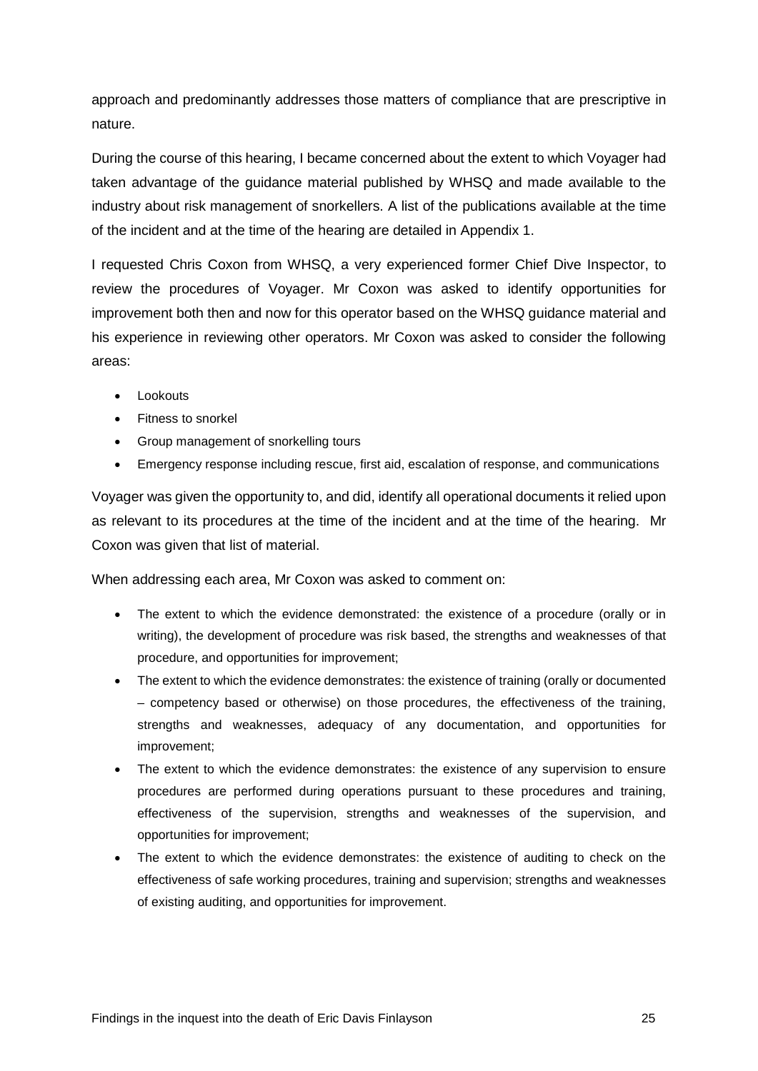approach and predominantly addresses those matters of compliance that are prescriptive in nature.

During the course of this hearing, I became concerned about the extent to which Voyager had taken advantage of the guidance material published by WHSQ and made available to the industry about risk management of snorkellers. A list of the publications available at the time of the incident and at the time of the hearing are detailed in Appendix 1.

I requested Chris Coxon from WHSQ, a very experienced former Chief Dive Inspector, to review the procedures of Voyager. Mr Coxon was asked to identify opportunities for improvement both then and now for this operator based on the WHSQ guidance material and his experience in reviewing other operators. Mr Coxon was asked to consider the following areas:

- Lookouts
- Fitness to snorkel
- Group management of snorkelling tours
- Emergency response including rescue, first aid, escalation of response, and communications

Voyager was given the opportunity to, and did, identify all operational documents it relied upon as relevant to its procedures at the time of the incident and at the time of the hearing. Mr Coxon was given that list of material.

When addressing each area, Mr Coxon was asked to comment on:

- The extent to which the evidence demonstrated: the existence of a procedure (orally or in writing), the development of procedure was risk based, the strengths and weaknesses of that procedure, and opportunities for improvement;
- The extent to which the evidence demonstrates: the existence of training (orally or documented – competency based or otherwise) on those procedures, the effectiveness of the training, strengths and weaknesses, adequacy of any documentation, and opportunities for improvement;
- The extent to which the evidence demonstrates: the existence of any supervision to ensure procedures are performed during operations pursuant to these procedures and training, effectiveness of the supervision, strengths and weaknesses of the supervision, and opportunities for improvement;
- The extent to which the evidence demonstrates: the existence of auditing to check on the effectiveness of safe working procedures, training and supervision; strengths and weaknesses of existing auditing, and opportunities for improvement.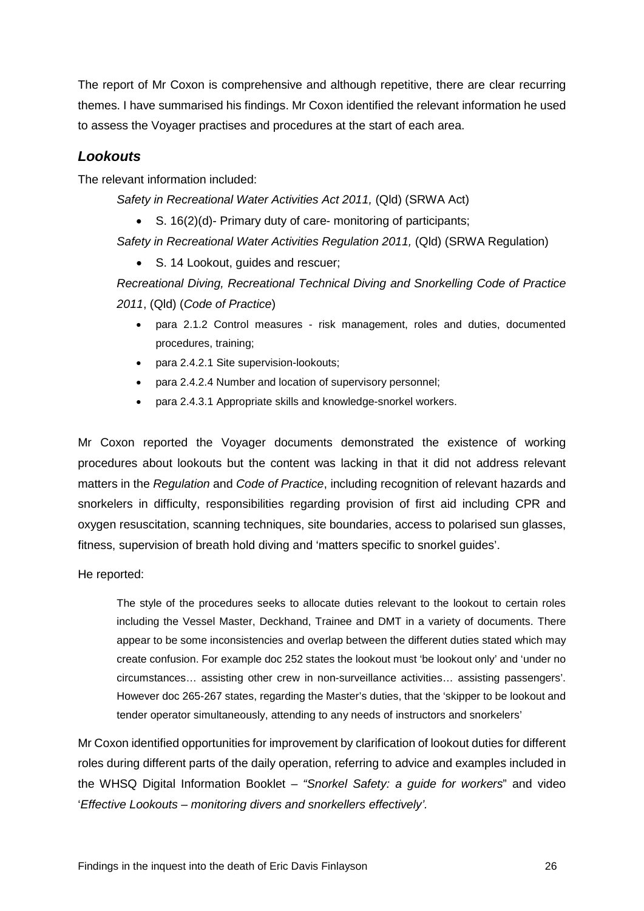The report of Mr Coxon is comprehensive and although repetitive, there are clear recurring themes. I have summarised his findings. Mr Coxon identified the relevant information he used to assess the Voyager practises and procedures at the start of each area.

### *Lookouts*

The relevant information included:

*Safety in Recreational Water Activities Act 2011,* (Qld) (SRWA Act)

- S. 16(2)(d)- Primary duty of care- monitoring of participants;

*Safety in Recreational Water Activities Regulation 2011,* (Qld) (SRWA Regulation)

- S. 14 Lookout, guides and rescuer;

*Recreational Diving, Recreational Technical Diving and Snorkelling Code of Practice 2011*, (Qld) (*Code of Practice*)

- para 2.1.2 Control measures - risk management, roles and duties, documented procedures, training;
- para 2.4.2.1 Site supervision-lookouts;
- para 2.4.2.4 Number and location of supervisory personnel;
- para 2.4.3.1 Appropriate skills and knowledge-snorkel workers.

Mr Coxon reported the Voyager documents demonstrated the existence of working procedures about lookouts but the content was lacking in that it did not address relevant matters in the *Regulation* and *Code of Practice*, including recognition of relevant hazards and snorkelers in difficulty, responsibilities regarding provision of first aid including CPR and oxygen resuscitation, scanning techniques, site boundaries, access to polarised sun glasses, fitness, supervision of breath hold diving and 'matters specific to snorkel guides'.

He reported:

> The style of the procedures seeks to allocate duties relevant to the lookout to certain roles including the Vessel Master, Deckhand, Trainee and DMT in a variety of documents. There appear to be some inconsistencies and overlap between the different duties stated which may create confusion. For example doc 252 states the lookout must 'be lookout only' and 'under no circumstances… assisting other crew in non-surveillance activities… assisting passengers'. However doc 265-267 states, regarding the Master's duties, that the 'skipper to be lookout and tender operator simultaneously, attending to any needs of instructors and snorkelers'

Mr Coxon identified opportunities for improvement by clarification of lookout duties for different roles during different parts of the daily operation, referring to advice and examples included in the WHSQ Digital Information Booklet – "*Snorkel Safety: a guide for workers*" and video '*Effective Lookouts – monitoring divers and snorkellers effectively'*.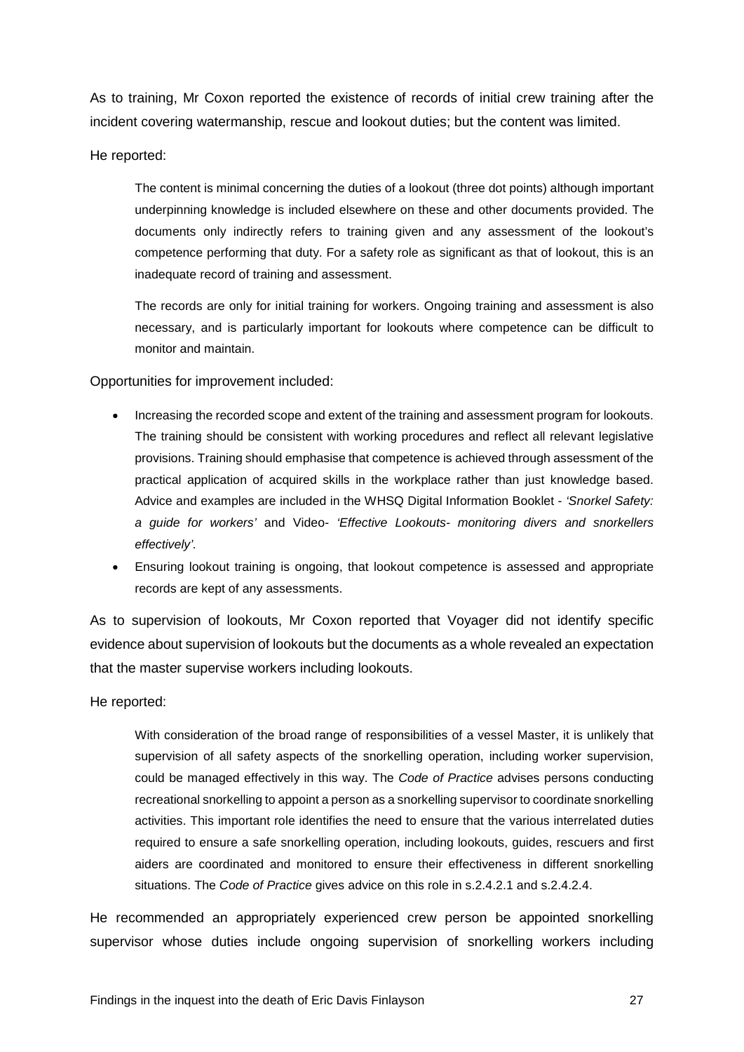As to training, Mr Coxon reported the existence of records of initial crew training after the incident covering watermanship, rescue and lookout duties; but the content was limited.

He reported:

> The content is minimal concerning the duties of a lookout (three dot points) although important underpinning knowledge is included elsewhere on these and other documents provided. The documents only indirectly refers to training given and any assessment of the lookout's competence performing that duty. For a safety role as significant as that of lookout, this is an inadequate record of training and assessment.
>
> The records are only for initial training for workers. Ongoing training and assessment is also necessary, and is particularly important for lookouts where competence can be difficult to monitor and maintain.

Opportunities for improvement included:

- Increasing the recorded scope and extent of the training and assessment program for lookouts. The training should be consistent with working procedures and reflect all relevant legislative provisions. Training should emphasise that competence is achieved through assessment of the practical application of acquired skills in the workplace rather than just knowledge based. Advice and examples are included in the WHSQ Digital Information Booklet - *'Snorkel Safety: a guide for workers'* and Video- *'Effective Lookouts- monitoring divers and snorkellers effectively'*.
- Ensuring lookout training is ongoing, that lookout competence is assessed and appropriate records are kept of any assessments.

As to supervision of lookouts, Mr Coxon reported that Voyager did not identify specific evidence about supervision of lookouts but the documents as a whole revealed an expectation that the master supervise workers including lookouts.

He reported:

> With consideration of the broad range of responsibilities of a vessel Master, it is unlikely that supervision of all safety aspects of the snorkelling operation, including worker supervision, could be managed effectively in this way. The *Code of Practice* advises persons conducting recreational snorkelling to appoint a person as a snorkelling supervisor to coordinate snorkelling activities. This important role identifies the need to ensure that the various interrelated duties required to ensure a safe snorkelling operation, including lookouts, guides, rescuers and first aiders are coordinated and monitored to ensure their effectiveness in different snorkelling situations. The *Code of Practice* gives advice on this role in s.2.4.2.1 and s.2.4.2.4.

He recommended an appropriately experienced crew person be appointed snorkelling supervisor whose duties include ongoing supervision of snorkelling workers including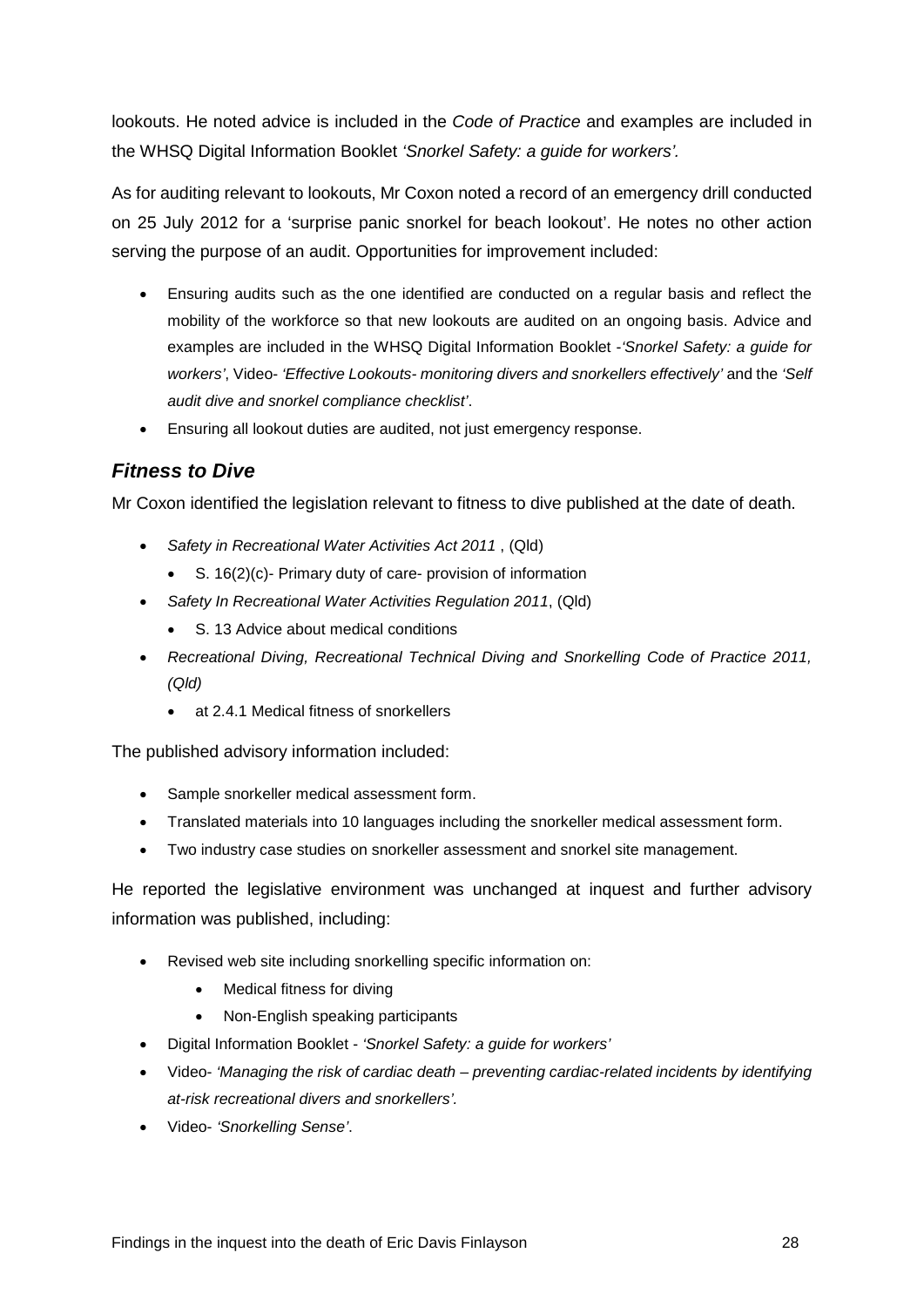lookouts. He noted advice is included in the *Code of Practice* and examples are included in the WHSQ Digital Information Booklet *'Snorkel Safety: a guide for workers'.*

As for auditing relevant to lookouts, Mr Coxon noted a record of an emergency drill conducted on 25 July 2012 for a 'surprise panic snorkel for beach lookout'. He notes no other action serving the purpose of an audit. Opportunities for improvement included:

- Ensuring audits such as the one identified are conducted on a regular basis and reflect the mobility of the workforce so that new lookouts are audited on an ongoing basis. Advice and examples are included in the WHSQ Digital Information Booklet -*'Snorkel Safety: a guide for workers'*, Video- *'Effective Lookouts- monitoring divers and snorkellers effectively'* and the *'Self audit dive and snorkel compliance checklist'*.
- Ensuring all lookout duties are audited, not just emergency response.

## *Fitness to Dive*

Mr Coxon identified the legislation relevant to fitness to dive published at the date of death.

- *Safety in Recreational Water Activities Act 2011* , (Qld)
  - S. 16(2)(c)- Primary duty of care- provision of information
- *Safety In Recreational Water Activities Regulation 2011*, (Qld)
  - S. 13 Advice about medical conditions
- *Recreational Diving, Recreational Technical Diving and Snorkelling Code of Practice 2011, (Qld)*
  - at 2.4.1 Medical fitness of snorkellers

The published advisory information included:

- Sample snorkeller medical assessment form.
- Translated materials into 10 languages including the snorkeller medical assessment form.
- Two industry case studies on snorkeller assessment and snorkel site management.

He reported the legislative environment was unchanged at inquest and further advisory information was published, including:

- Revised web site including snorkelling specific information on:
  - Medical fitness for diving
  - Non-English speaking participants
- Digital Information Booklet - *'Snorkel Safety: a guide for workers'*
- Video- *'Managing the risk of cardiac death – preventing cardiac-related incidents by identifying at-risk recreational divers and snorkellers'.*
- Video- *'Snorkelling Sense'*.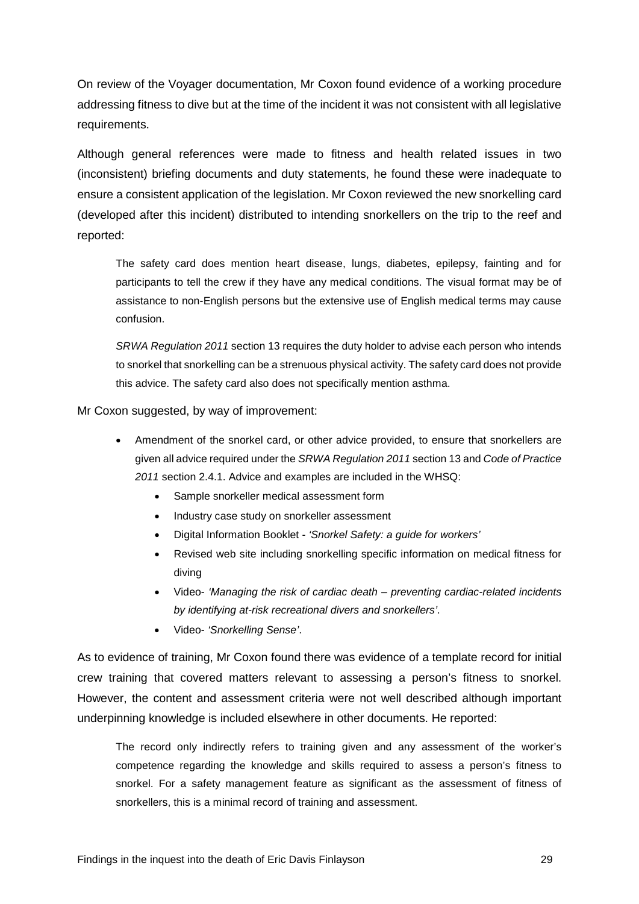On review of the Voyager documentation, Mr Coxon found evidence of a working procedure addressing fitness to dive but at the time of the incident it was not consistent with all legislative requirements.

Although general references were made to fitness and health related issues in two (inconsistent) briefing documents and duty statements, he found these were inadequate to ensure a consistent application of the legislation. Mr Coxon reviewed the new snorkelling card (developed after this incident) distributed to intending snorkellers on the trip to the reef and reported:

> The safety card does mention heart disease, lungs, diabetes, epilepsy, fainting and for participants to tell the crew if they have any medical conditions. The visual format may be of assistance to non-English persons but the extensive use of English medical terms may cause confusion.
>
> *SRWA Regulation 2011* section 13 requires the duty holder to advise each person who intends to snorkel that snorkelling can be a strenuous physical activity. The safety card does not provide this advice. The safety card also does not specifically mention asthma.

Mr Coxon suggested, by way of improvement:

- Amendment of the snorkel card, or other advice provided, to ensure that snorkellers are given all advice required under the *SRWA Regulation 2011* section 13 and *Code of Practice 2011* section 2.4.1. Advice and examples are included in the WHSQ:
  - Sample snorkeller medical assessment form
  - Industry case study on snorkeller assessment
  - Digital Information Booklet - *'Snorkel Safety: a guide for workers'*
  - Revised web site including snorkelling specific information on medical fitness for diving
  - Video- *'Managing the risk of cardiac death – preventing cardiac-related incidents by identifying at-risk recreational divers and snorkellers'*.
  - Video- *'Snorkelling Sense'*.

As to evidence of training, Mr Coxon found there was evidence of a template record for initial crew training that covered matters relevant to assessing a person's fitness to snorkel. However, the content and assessment criteria were not well described although important underpinning knowledge is included elsewhere in other documents. He reported:

> The record only indirectly refers to training given and any assessment of the worker's competence regarding the knowledge and skills required to assess a person's fitness to snorkel. For a safety management feature as significant as the assessment of fitness of snorkellers, this is a minimal record of training and assessment.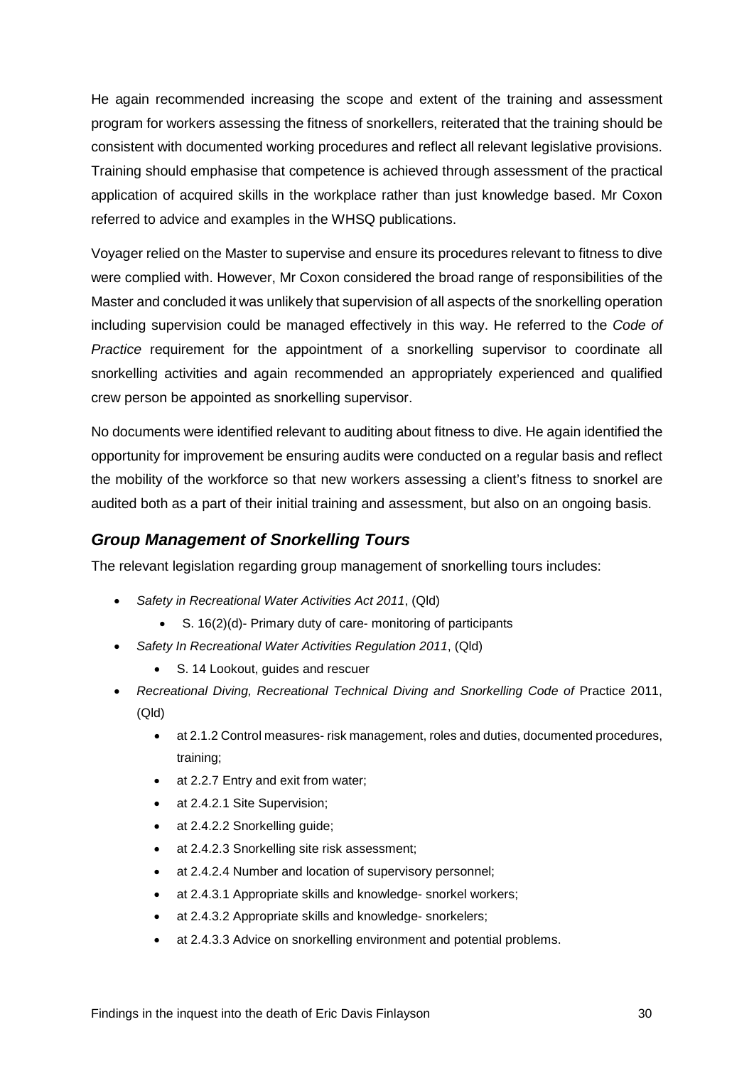He again recommended increasing the scope and extent of the training and assessment program for workers assessing the fitness of snorkellers, reiterated that the training should be consistent with documented working procedures and reflect all relevant legislative provisions. Training should emphasise that competence is achieved through assessment of the practical application of acquired skills in the workplace rather than just knowledge based. Mr Coxon referred to advice and examples in the WHSQ publications.

Voyager relied on the Master to supervise and ensure its procedures relevant to fitness to dive were complied with. However, Mr Coxon considered the broad range of responsibilities of the Master and concluded it was unlikely that supervision of all aspects of the snorkelling operation including supervision could be managed effectively in this way. He referred to the *Code of Practice* requirement for the appointment of a snorkelling supervisor to coordinate all snorkelling activities and again recommended an appropriately experienced and qualified crew person be appointed as snorkelling supervisor.

No documents were identified relevant to auditing about fitness to dive. He again identified the opportunity for improvement be ensuring audits were conducted on a regular basis and reflect the mobility of the workforce so that new workers assessing a client's fitness to snorkel are audited both as a part of their initial training and assessment, but also on an ongoing basis.

## *Group Management of Snorkelling Tours*

The relevant legislation regarding group management of snorkelling tours includes:

- *Safety in Recreational Water Activities Act 2011*, (Qld)
  - S. 16(2)(d)- Primary duty of care- monitoring of participants
- *Safety In Recreational Water Activities Regulation 2011*, (Qld)
  - S. 14 Lookout, guides and rescuer
- *Recreational Diving, Recreational Technical Diving and Snorkelling Code of* Practice 2011, (Qld)
  - at 2.1.2 Control measures- risk management, roles and duties, documented procedures, training;
  - at 2.2.7 Entry and exit from water;
  - at 2.4.2.1 Site Supervision;
  - at 2.4.2.2 Snorkelling guide;
  - at 2.4.2.3 Snorkelling site risk assessment;
  - at 2.4.2.4 Number and location of supervisory personnel;
  - at 2.4.3.1 Appropriate skills and knowledge- snorkel workers;
  - at 2.4.3.2 Appropriate skills and knowledge- snorkelers;
  - at 2.4.3.3 Advice on snorkelling environment and potential problems.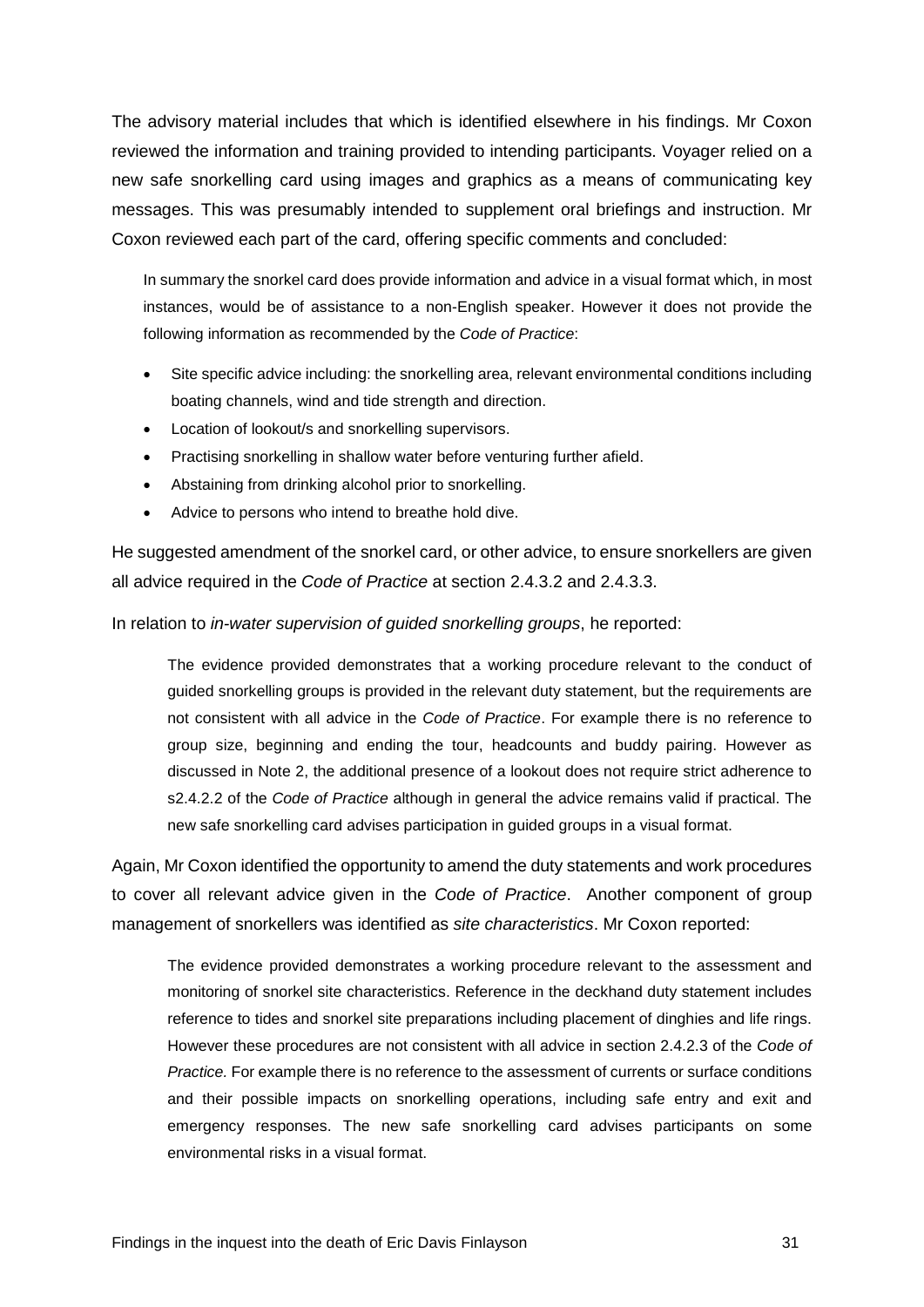The advisory material includes that which is identified elsewhere in his findings. Mr Coxon reviewed the information and training provided to intending participants. Voyager relied on a new safe snorkelling card using images and graphics as a means of communicating key messages. This was presumably intended to supplement oral briefings and instruction. Mr Coxon reviewed each part of the card, offering specific comments and concluded:

> In summary the snorkel card does provide information and advice in a visual format which, in most instances, would be of assistance to a non-English speaker. However it does not provide the following information as recommended by the *Code of Practice*:
>
> - Site specific advice including: the snorkelling area, relevant environmental conditions including boating channels, wind and tide strength and direction.
> - Location of lookout/s and snorkelling supervisors.
> - Practising snorkelling in shallow water before venturing further afield.
> - Abstaining from drinking alcohol prior to snorkelling.
> - Advice to persons who intend to breathe hold dive.

He suggested amendment of the snorkel card, or other advice, to ensure snorkellers are given all advice required in the *Code of Practice* at section 2.4.3.2 and 2.4.3.3.

In relation to *in-water supervision of guided snorkelling groups*, he reported:

> The evidence provided demonstrates that a working procedure relevant to the conduct of guided snorkelling groups is provided in the relevant duty statement, but the requirements are not consistent with all advice in the *Code of Practice*. For example there is no reference to group size, beginning and ending the tour, headcounts and buddy pairing. However as discussed in Note 2, the additional presence of a lookout does not require strict adherence to s2.4.2.2 of the *Code of Practice* although in general the advice remains valid if practical. The new safe snorkelling card advises participation in guided groups in a visual format.

Again, Mr Coxon identified the opportunity to amend the duty statements and work procedures to cover all relevant advice given in the *Code of Practice*. Another component of group management of snorkellers was identified as *site characteristics*. Mr Coxon reported:

> The evidence provided demonstrates a working procedure relevant to the assessment and monitoring of snorkel site characteristics. Reference in the deckhand duty statement includes reference to tides and snorkel site preparations including placement of dinghies and life rings. However these procedures are not consistent with all advice in section 2.4.2.3 of the *Code of Practice*. For example there is no reference to the assessment of currents or surface conditions and their possible impacts on snorkelling operations, including safe entry and exit and emergency responses. The new safe snorkelling card advises participants on some environmental risks in a visual format.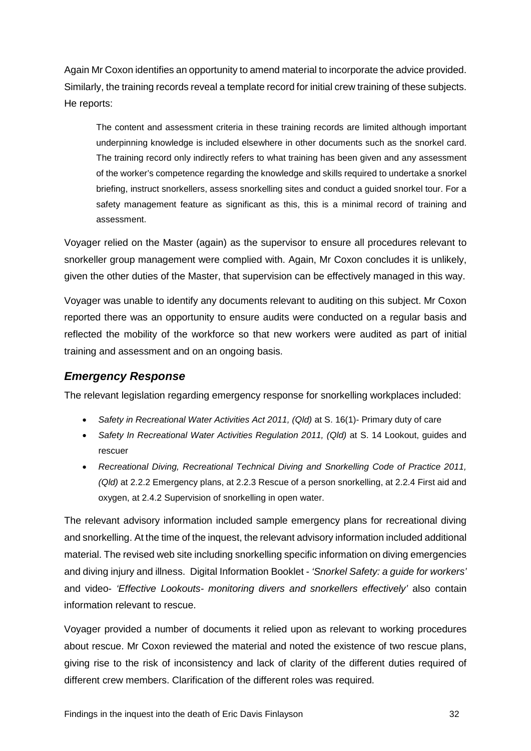Again Mr Coxon identifies an opportunity to amend material to incorporate the advice provided. Similarly, the training records reveal a template record for initial crew training of these subjects. He reports:

> The content and assessment criteria in these training records are limited although important underpinning knowledge is included elsewhere in other documents such as the snorkel card. The training record only indirectly refers to what training has been given and any assessment of the worker's competence regarding the knowledge and skills required to undertake a snorkel briefing, instruct snorkellers, assess snorkelling sites and conduct a guided snorkel tour. For a safety management feature as significant as this, this is a minimal record of training and assessment.

Voyager relied on the Master (again) as the supervisor to ensure all procedures relevant to snorkeller group management were complied with. Again, Mr Coxon concludes it is unlikely, given the other duties of the Master, that supervision can be effectively managed in this way.

Voyager was unable to identify any documents relevant to auditing on this subject. Mr Coxon reported there was an opportunity to ensure audits were conducted on a regular basis and reflected the mobility of the workforce so that new workers were audited as part of initial training and assessment and on an ongoing basis.

## *Emergency Response*

The relevant legislation regarding emergency response for snorkelling workplaces included:

- *Safety in Recreational Water Activities Act 2011, (Qld)* at S. 16(1)- Primary duty of care
- *Safety In Recreational Water Activities Regulation 2011, (Qld)* at S. 14 Lookout, guides and rescuer
- *Recreational Diving, Recreational Technical Diving and Snorkelling Code of Practice 2011, (Qld)* at 2.2.2 Emergency plans, at 2.2.3 Rescue of a person snorkelling, at 2.2.4 First aid and oxygen, at 2.4.2 Supervision of snorkelling in open water.

The relevant advisory information included sample emergency plans for recreational diving and snorkelling. At the time of the inquest, the relevant advisory information included additional material. The revised web site including snorkelling specific information on diving emergencies and diving injury and illness. Digital Information Booklet - *'Snorkel Safety: a guide for workers'* and video- *'Effective Lookouts- monitoring divers and snorkellers effectively'* also contain information relevant to rescue.

Voyager provided a number of documents it relied upon as relevant to working procedures about rescue. Mr Coxon reviewed the material and noted the existence of two rescue plans, giving rise to the risk of inconsistency and lack of clarity of the different duties required of different crew members. Clarification of the different roles was required.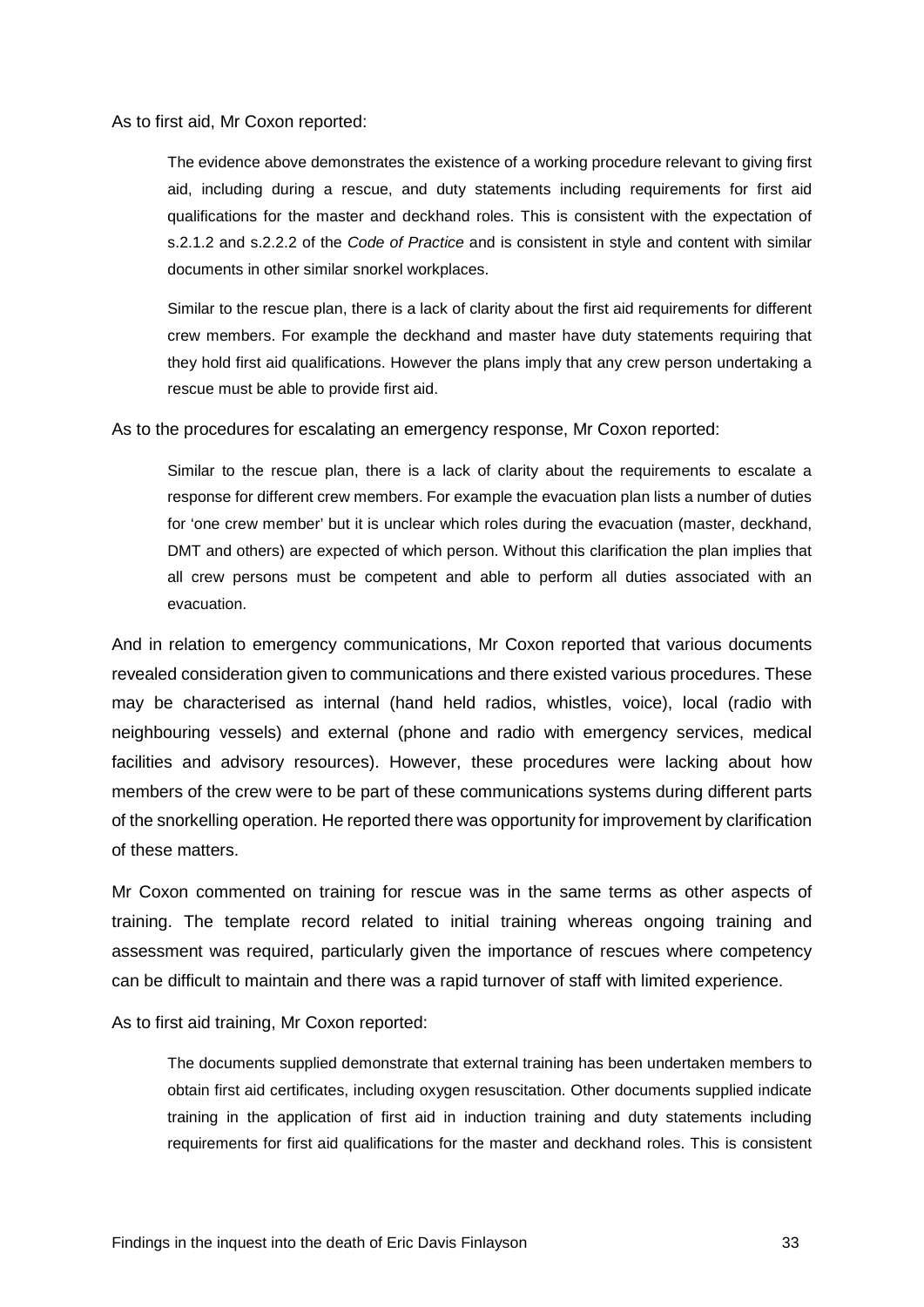As to first aid, Mr Coxon reported:

> The evidence above demonstrates the existence of a working procedure relevant to giving first aid, including during a rescue, and duty statements including requirements for first aid qualifications for the master and deckhand roles. This is consistent with the expectation of s.2.1.2 and s.2.2.2 of the *Code of Practice* and is consistent in style and content with similar documents in other similar snorkel workplaces.
>
> Similar to the rescue plan, there is a lack of clarity about the first aid requirements for different crew members. For example the deckhand and master have duty statements requiring that they hold first aid qualifications. However the plans imply that any crew person undertaking a rescue must be able to provide first aid.

As to the procedures for escalating an emergency response, Mr Coxon reported:

> Similar to the rescue plan, there is a lack of clarity about the requirements to escalate a response for different crew members. For example the evacuation plan lists a number of duties for 'one crew member' but it is unclear which roles during the evacuation (master, deckhand, DMT and others) are expected of which person. Without this clarification the plan implies that all crew persons must be competent and able to perform all duties associated with an evacuation.

And in relation to emergency communications, Mr Coxon reported that various documents revealed consideration given to communications and there existed various procedures. These may be characterised as internal (hand held radios, whistles, voice), local (radio with neighbouring vessels) and external (phone and radio with emergency services, medical facilities and advisory resources). However, these procedures were lacking about how members of the crew were to be part of these communications systems during different parts of the snorkelling operation. He reported there was opportunity for improvement by clarification of these matters.

Mr Coxon commented on training for rescue was in the same terms as other aspects of training. The template record related to initial training whereas ongoing training and assessment was required, particularly given the importance of rescues where competency can be difficult to maintain and there was a rapid turnover of staff with limited experience.

As to first aid training, Mr Coxon reported:

> The documents supplied demonstrate that external training has been undertaken members to obtain first aid certificates, including oxygen resuscitation. Other documents supplied indicate training in the application of first aid in induction training and duty statements including requirements for first aid qualifications for the master and deckhand roles. This is consistent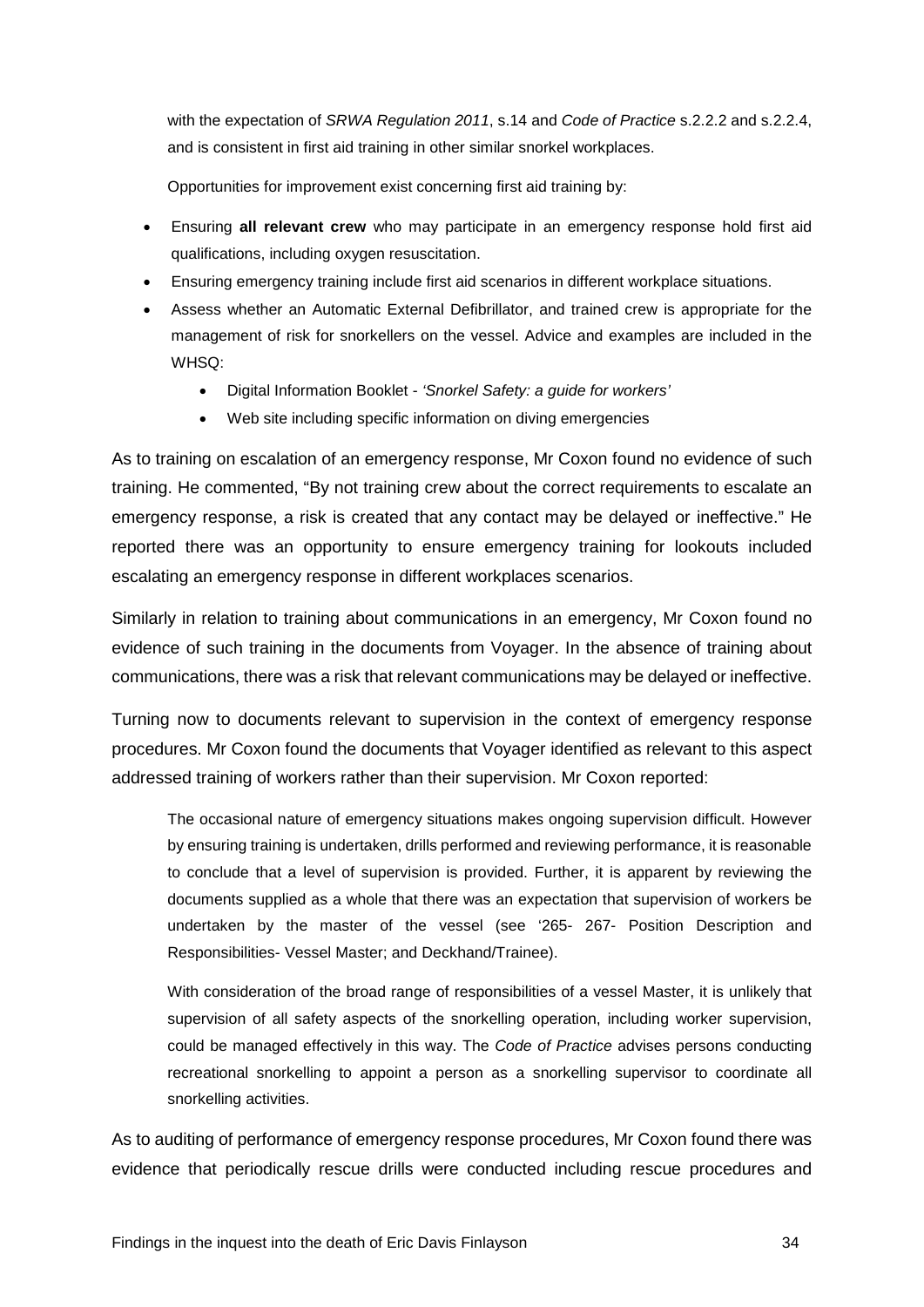with the expectation of *SRWA Regulation 2011*, s.14 and *Code of Practice* s.2.2.2 and s.2.2.4, and is consistent in first aid training in other similar snorkel workplaces.

Opportunities for improvement exist concerning first aid training by:

- Ensuring **all relevant crew** who may participate in an emergency response hold first aid qualifications, including oxygen resuscitation.
- Ensuring emergency training include first aid scenarios in different workplace situations.
- Assess whether an Automatic External Defibrillator, and trained crew is appropriate for the management of risk for snorkellers on the vessel. Advice and examples are included in the WHSQ:
    - Digital Information Booklet - *'Snorkel Safety: a guide for workers'*
    - Web site including specific information on diving emergencies

As to training on escalation of an emergency response, Mr Coxon found no evidence of such training. He commented, "By not training crew about the correct requirements to escalate an emergency response, a risk is created that any contact may be delayed or ineffective." He reported there was an opportunity to ensure emergency training for lookouts included escalating an emergency response in different workplaces scenarios.

Similarly in relation to training about communications in an emergency, Mr Coxon found no evidence of such training in the documents from Voyager. In the absence of training about communications, there was a risk that relevant communications may be delayed or ineffective.

Turning now to documents relevant to supervision in the context of emergency response procedures. Mr Coxon found the documents that Voyager identified as relevant to this aspect addressed training of workers rather than their supervision. Mr Coxon reported:

> The occasional nature of emergency situations makes ongoing supervision difficult. However by ensuring training is undertaken, drills performed and reviewing performance, it is reasonable to conclude that a level of supervision is provided. Further, it is apparent by reviewing the documents supplied as a whole that there was an expectation that supervision of workers be undertaken by the master of the vessel (see '265- 267- Position Description and Responsibilities- Vessel Master; and Deckhand/Trainee).
>
> With consideration of the broad range of responsibilities of a vessel Master, it is unlikely that supervision of all safety aspects of the snorkelling operation, including worker supervision, could be managed effectively in this way. The *Code of Practice* advises persons conducting recreational snorkelling to appoint a person as a snorkelling supervisor to coordinate all snorkelling activities.

As to auditing of performance of emergency response procedures, Mr Coxon found there was evidence that periodically rescue drills were conducted including rescue procedures and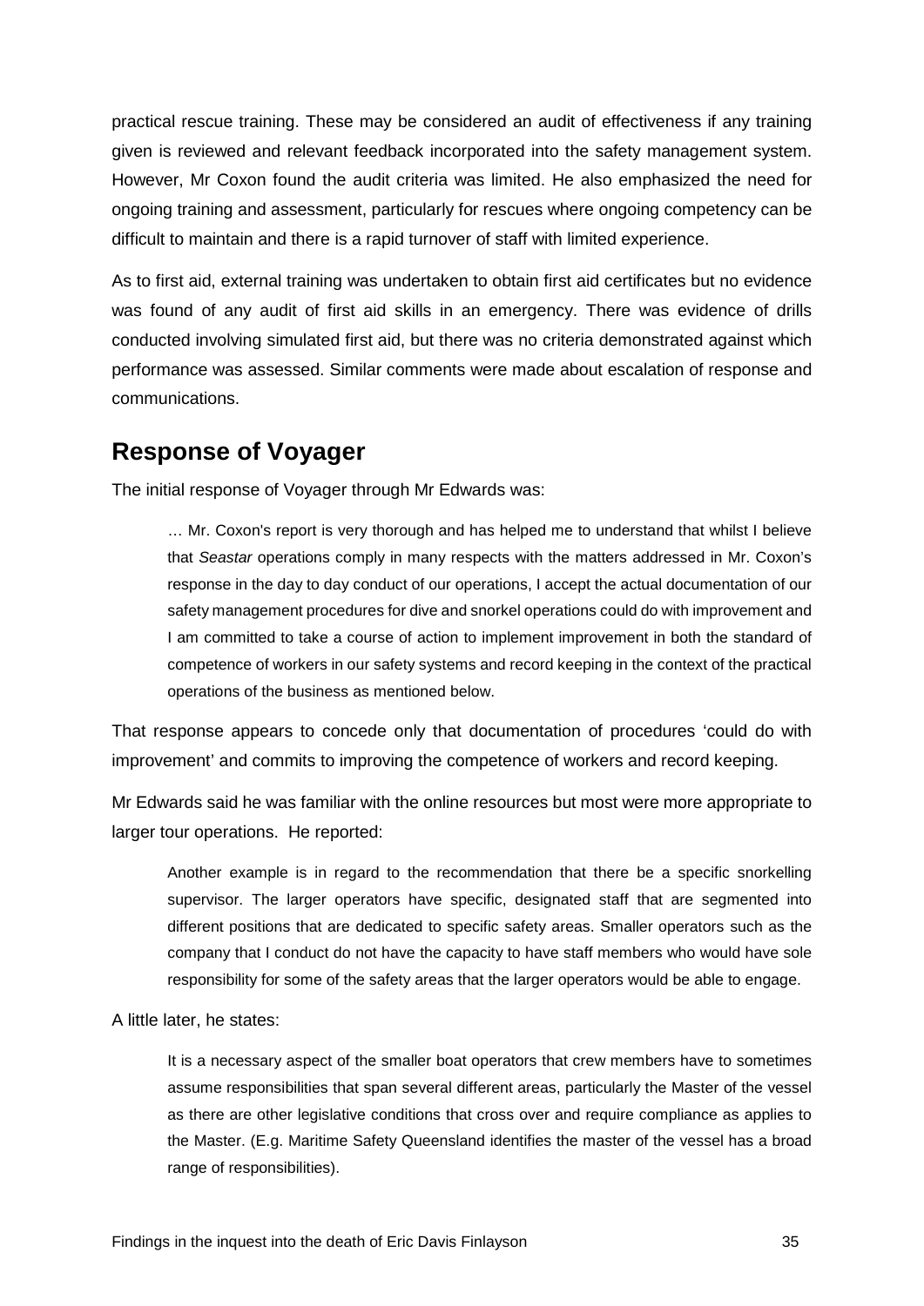practical rescue training. These may be considered an audit of effectiveness if any training given is reviewed and relevant feedback incorporated into the safety management system. However, Mr Coxon found the audit criteria was limited. He also emphasized the need for ongoing training and assessment, particularly for rescues where ongoing competency can be difficult to maintain and there is a rapid turnover of staff with limited experience.

As to first aid, external training was undertaken to obtain first aid certificates but no evidence was found of any audit of first aid skills in an emergency. There was evidence of drills conducted involving simulated first aid, but there was no criteria demonstrated against which performance was assessed. Similar comments were made about escalation of response and communications.

## Response of Voyager

The initial response of Voyager through Mr Edwards was:

> … Mr. Coxon's report is very thorough and has helped me to understand that whilst I believe that *Seastar* operations comply in many respects with the matters addressed in Mr. Coxon's response in the day to day conduct of our operations, I accept the actual documentation of our safety management procedures for dive and snorkel operations could do with improvement and I am committed to take a course of action to implement improvement in both the standard of competence of workers in our safety systems and record keeping in the context of the practical operations of the business as mentioned below.

That response appears to concede only that documentation of procedures 'could do with improvement' and commits to improving the competence of workers and record keeping.

Mr Edwards said he was familiar with the online resources but most were more appropriate to larger tour operations. He reported:

> Another example is in regard to the recommendation that there be a specific snorkelling supervisor. The larger operators have specific, designated staff that are segmented into different positions that are dedicated to specific safety areas. Smaller operators such as the company that I conduct do not have the capacity to have staff members who would have sole responsibility for some of the safety areas that the larger operators would be able to engage.

A little later, he states:

> It is a necessary aspect of the smaller boat operators that crew members have to sometimes assume responsibilities that span several different areas, particularly the Master of the vessel as there are other legislative conditions that cross over and require compliance as applies to the Master. (E.g. Maritime Safety Queensland identifies the master of the vessel has a broad range of responsibilities).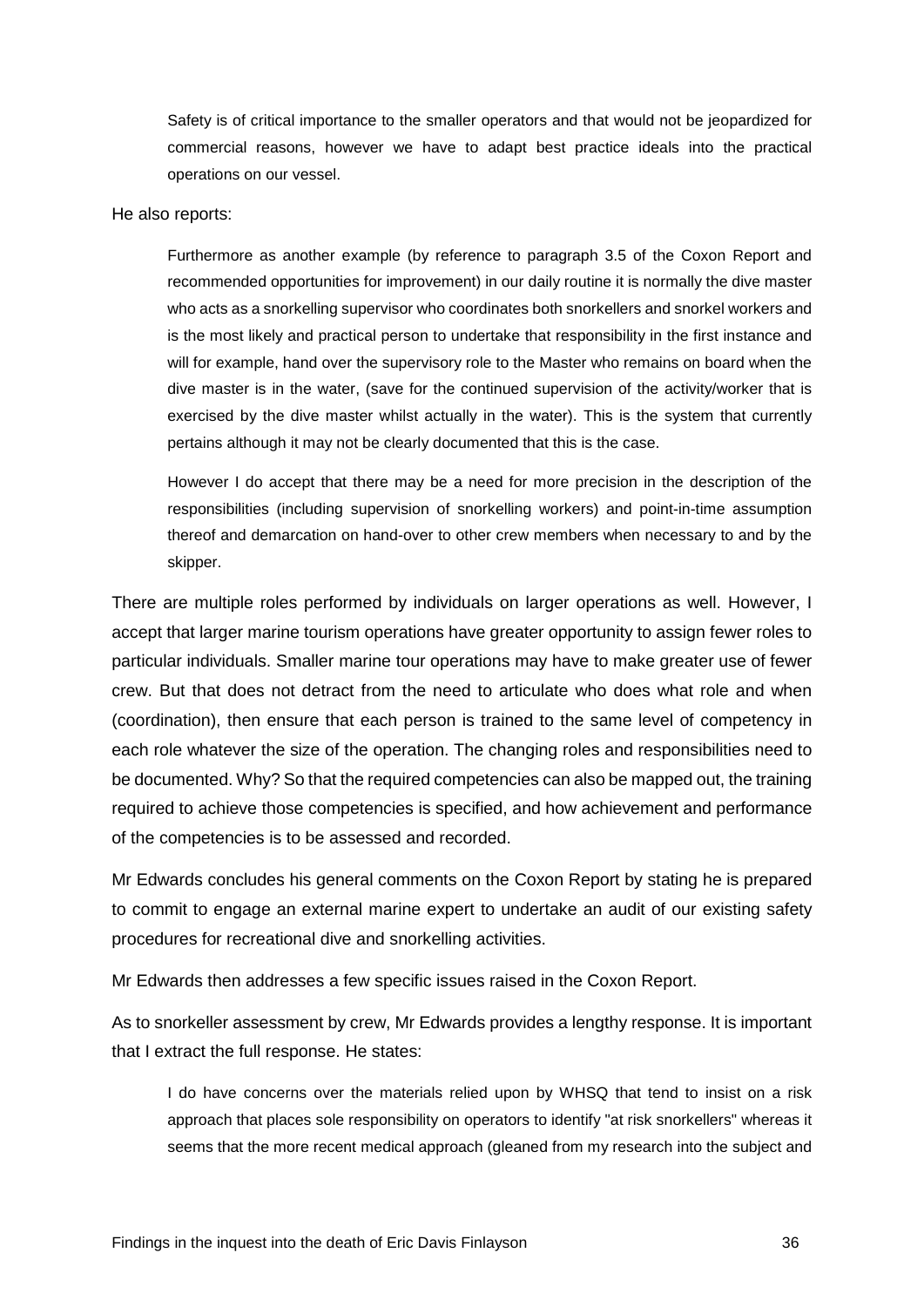> Safety is of critical importance to the smaller operators and that would not be jeopardized for commercial reasons, however we have to adapt best practice ideals into the practical operations on our vessel.

He also reports:

> Furthermore as another example (by reference to paragraph 3.5 of the Coxon Report and recommended opportunities for improvement) in our daily routine it is normally the dive master who acts as a snorkelling supervisor who coordinates both snorkellers and snorkel workers and is the most likely and practical person to undertake that responsibility in the first instance and will for example, hand over the supervisory role to the Master who remains on board when the dive master is in the water, (save for the continued supervision of the activity/worker that is exercised by the dive master whilst actually in the water). This is the system that currently pertains although it may not be clearly documented that this is the case.
>
> However I do accept that there may be a need for more precision in the description of the responsibilities (including supervision of snorkelling workers) and point-in-time assumption thereof and demarcation on hand-over to other crew members when necessary to and by the skipper.

There are multiple roles performed by individuals on larger operations as well. However, I accept that larger marine tourism operations have greater opportunity to assign fewer roles to particular individuals. Smaller marine tour operations may have to make greater use of fewer crew. But that does not detract from the need to articulate who does what role and when (coordination), then ensure that each person is trained to the same level of competency in each role whatever the size of the operation. The changing roles and responsibilities need to be documented. Why? So that the required competencies can also be mapped out, the training required to achieve those competencies is specified, and how achievement and performance of the competencies is to be assessed and recorded.

Mr Edwards concludes his general comments on the Coxon Report by stating he is prepared to commit to engage an external marine expert to undertake an audit of our existing safety procedures for recreational dive and snorkelling activities.

Mr Edwards then addresses a few specific issues raised in the Coxon Report.

As to snorkeller assessment by crew, Mr Edwards provides a lengthy response. It is important that I extract the full response. He states:

> I do have concerns over the materials relied upon by WHSQ that tend to insist on a risk approach that places sole responsibility on operators to identify "at risk snorkellers" whereas it seems that the more recent medical approach (gleaned from my research into the subject and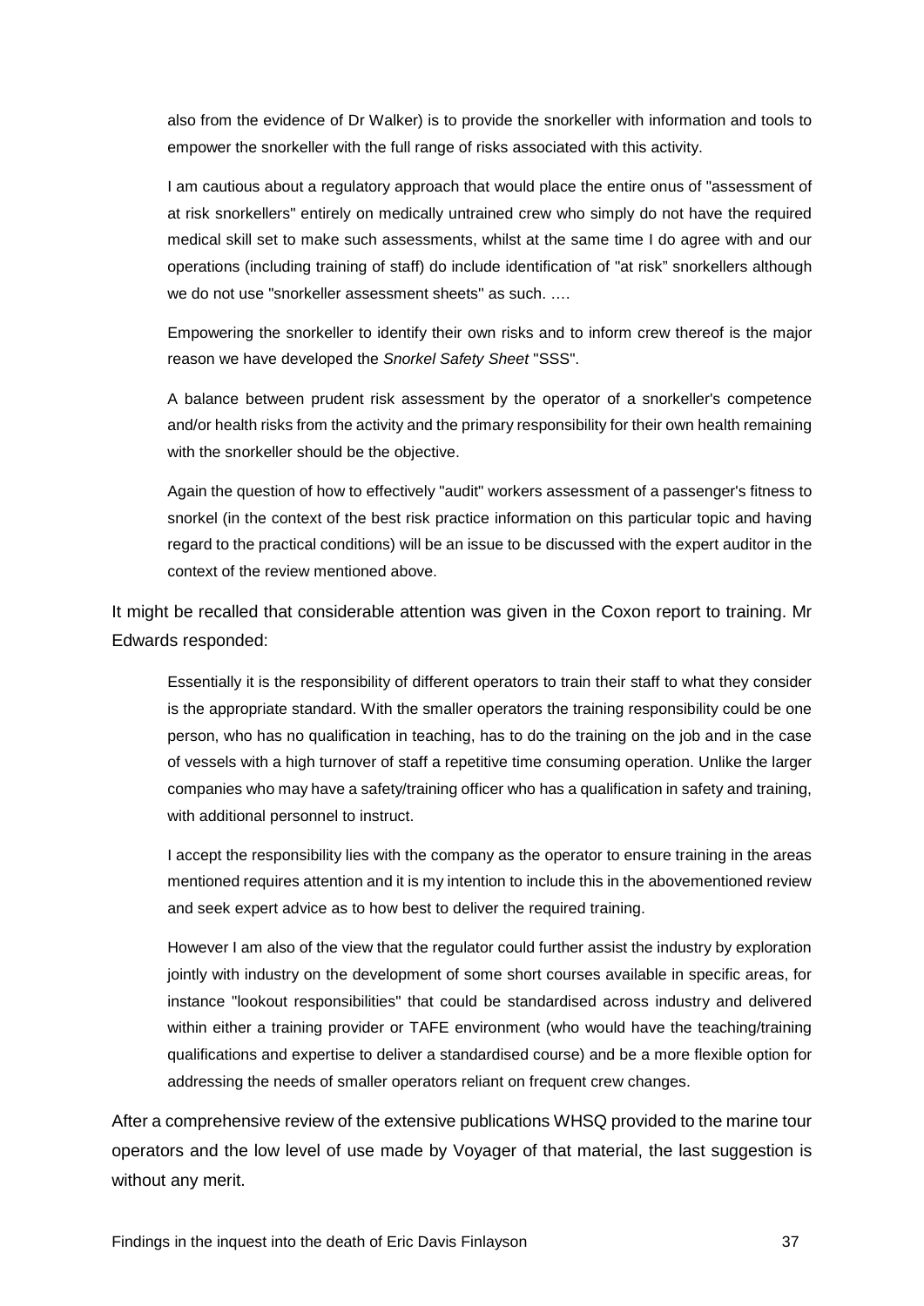> also from the evidence of Dr Walker) is to provide the snorkeller with information and tools to empower the snorkeller with the full range of risks associated with this activity.
>
> I am cautious about a regulatory approach that would place the entire onus of "assessment of at risk snorkellers" entirely on medically untrained crew who simply do not have the required medical skill set to make such assessments, whilst at the same time I do agree with and our operations (including training of staff) do include identification of "at risk" snorkellers although we do not use "snorkeller assessment sheets" as such. ….
>
> Empowering the snorkeller to identify their own risks and to inform crew thereof is the major reason we have developed the *Snorkel Safety Sheet* "SSS".
>
> A balance between prudent risk assessment by the operator of a snorkeller's competence and/or health risks from the activity and the primary responsibility for their own health remaining with the snorkeller should be the objective.
>
> Again the question of how to effectively "audit" workers assessment of a passenger's fitness to snorkel (in the context of the best risk practice information on this particular topic and having regard to the practical conditions) will be an issue to be discussed with the expert auditor in the context of the review mentioned above.

It might be recalled that considerable attention was given in the Coxon report to training. Mr Edwards responded:

> Essentially it is the responsibility of different operators to train their staff to what they consider is the appropriate standard. With the smaller operators the training responsibility could be one person, who has no qualification in teaching, has to do the training on the job and in the case of vessels with a high turnover of staff a repetitive time consuming operation. Unlike the larger companies who may have a safety/training officer who has a qualification in safety and training, with additional personnel to instruct.
>
> I accept the responsibility lies with the company as the operator to ensure training in the areas mentioned requires attention and it is my intention to include this in the abovementioned review and seek expert advice as to how best to deliver the required training.
>
> However I am also of the view that the regulator could further assist the industry by exploration jointly with industry on the development of some short courses available in specific areas, for instance "lookout responsibilities" that could be standardised across industry and delivered within either a training provider or TAFE environment (who would have the teaching/training qualifications and expertise to deliver a standardised course) and be a more flexible option for addressing the needs of smaller operators reliant on frequent crew changes.

After a comprehensive review of the extensive publications WHSQ provided to the marine tour operators and the low level of use made by Voyager of that material, the last suggestion is without any merit.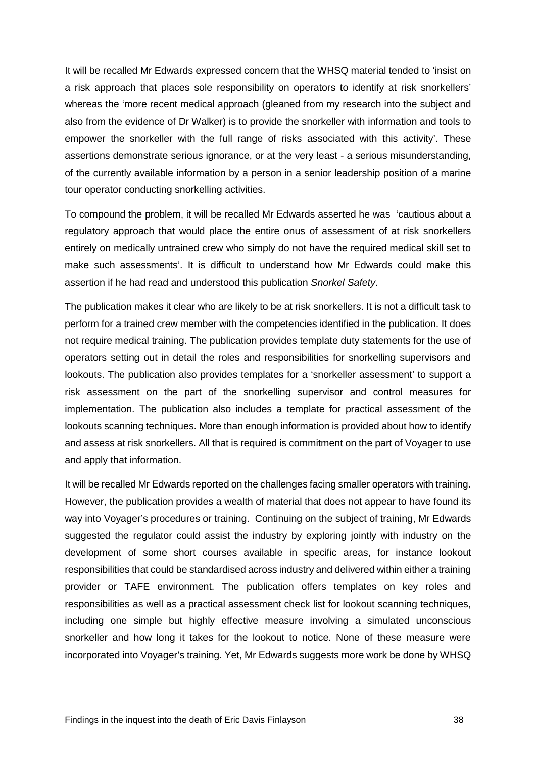It will be recalled Mr Edwards expressed concern that the WHSQ material tended to 'insist on a risk approach that places sole responsibility on operators to identify at risk snorkellers' whereas the 'more recent medical approach (gleaned from my research into the subject and also from the evidence of Dr Walker) is to provide the snorkeller with information and tools to empower the snorkeller with the full range of risks associated with this activity'. These assertions demonstrate serious ignorance, or at the very least - a serious misunderstanding, of the currently available information by a person in a senior leadership position of a marine tour operator conducting snorkelling activities.

To compound the problem, it will be recalled Mr Edwards asserted he was 'cautious about a regulatory approach that would place the entire onus of assessment of at risk snorkellers entirely on medically untrained crew who simply do not have the required medical skill set to make such assessments'. It is difficult to understand how Mr Edwards could make this assertion if he had read and understood this publication *Snorkel Safety*.

The publication makes it clear who are likely to be at risk snorkellers. It is not a difficult task to perform for a trained crew member with the competencies identified in the publication. It does not require medical training. The publication provides template duty statements for the use of operators setting out in detail the roles and responsibilities for snorkelling supervisors and lookouts. The publication also provides templates for a 'snorkeller assessment' to support a risk assessment on the part of the snorkelling supervisor and control measures for implementation. The publication also includes a template for practical assessment of the lookouts scanning techniques. More than enough information is provided about how to identify and assess at risk snorkellers. All that is required is commitment on the part of Voyager to use and apply that information.

It will be recalled Mr Edwards reported on the challenges facing smaller operators with training. However, the publication provides a wealth of material that does not appear to have found its way into Voyager's procedures or training. Continuing on the subject of training, Mr Edwards suggested the regulator could assist the industry by exploring jointly with industry on the development of some short courses available in specific areas, for instance lookout responsibilities that could be standardised across industry and delivered within either a training provider or TAFE environment. The publication offers templates on key roles and responsibilities as well as a practical assessment check list for lookout scanning techniques, including one simple but highly effective measure involving a simulated unconscious snorkeller and how long it takes for the lookout to notice. None of these measure were incorporated into Voyager's training. Yet, Mr Edwards suggests more work be done by WHSQ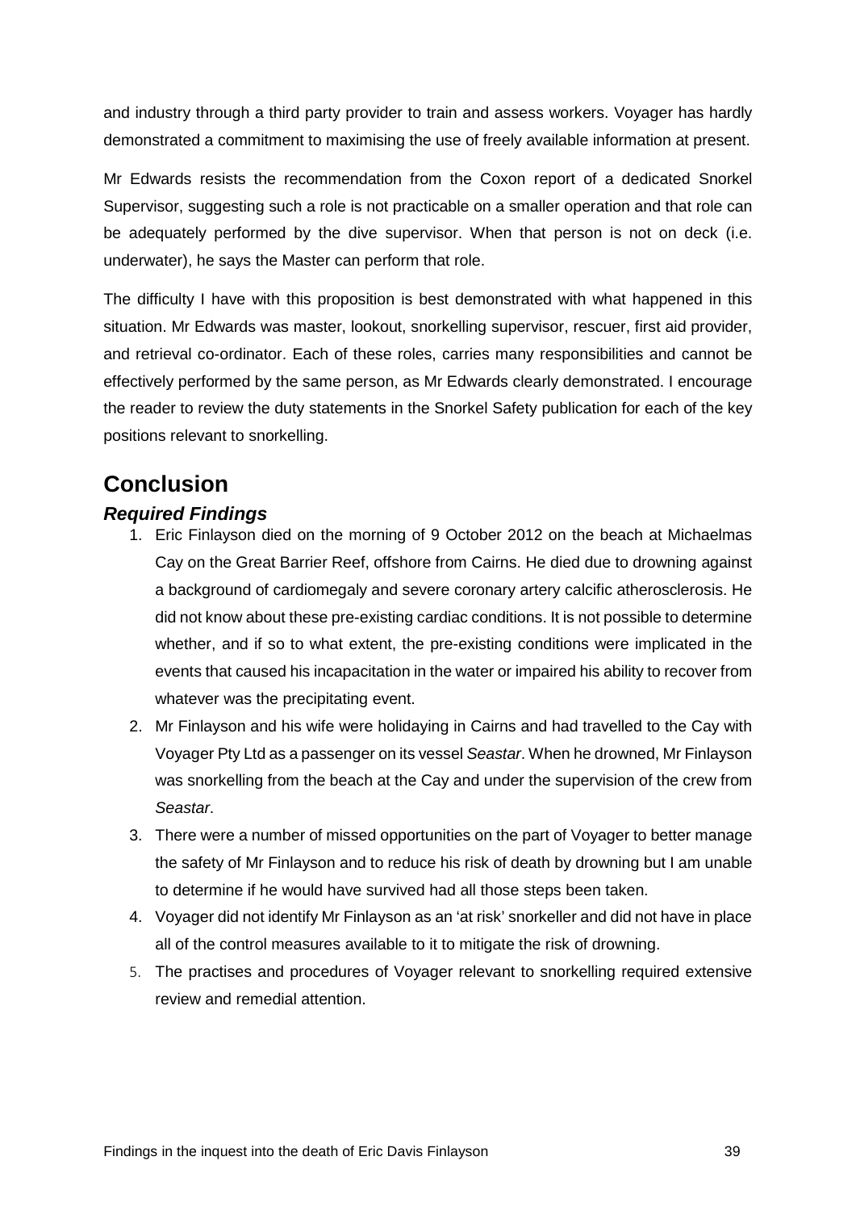and industry through a third party provider to train and assess workers. Voyager has hardly demonstrated a commitment to maximising the use of freely available information at present.

Mr Edwards resists the recommendation from the Coxon report of a dedicated Snorkel Supervisor, suggesting such a role is not practicable on a smaller operation and that role can be adequately performed by the dive supervisor. When that person is not on deck (i.e. underwater), he says the Master can perform that role.

The difficulty I have with this proposition is best demonstrated with what happened in this situation. Mr Edwards was master, lookout, snorkelling supervisor, rescuer, first aid provider, and retrieval co-ordinator. Each of these roles, carries many responsibilities and cannot be effectively performed by the same person, as Mr Edwards clearly demonstrated. I encourage the reader to review the duty statements in the Snorkel Safety publication for each of the key positions relevant to snorkelling.

## Conclusion

### *Required Findings*

1. Eric Finlayson died on the morning of 9 October 2012 on the beach at Michaelmas Cay on the Great Barrier Reef, offshore from Cairns. He died due to drowning against a background of cardiomegaly and severe coronary artery calcific atherosclerosis. He did not know about these pre-existing cardiac conditions. It is not possible to determine whether, and if so to what extent, the pre-existing conditions were implicated in the events that caused his incapacitation in the water or impaired his ability to recover from whatever was the precipitating event.
2. Mr Finlayson and his wife were holidaying in Cairns and had travelled to the Cay with Voyager Pty Ltd as a passenger on its vessel *Seastar*. When he drowned, Mr Finlayson was snorkelling from the beach at the Cay and under the supervision of the crew from *Seastar*.
3. There were a number of missed opportunities on the part of Voyager to better manage the safety of Mr Finlayson and to reduce his risk of death by drowning but I am unable to determine if he would have survived had all those steps been taken.
4. Voyager did not identify Mr Finlayson as an 'at risk' snorkeller and did not have in place all of the control measures available to it to mitigate the risk of drowning.
5. The practises and procedures of Voyager relevant to snorkelling required extensive review and remedial attention.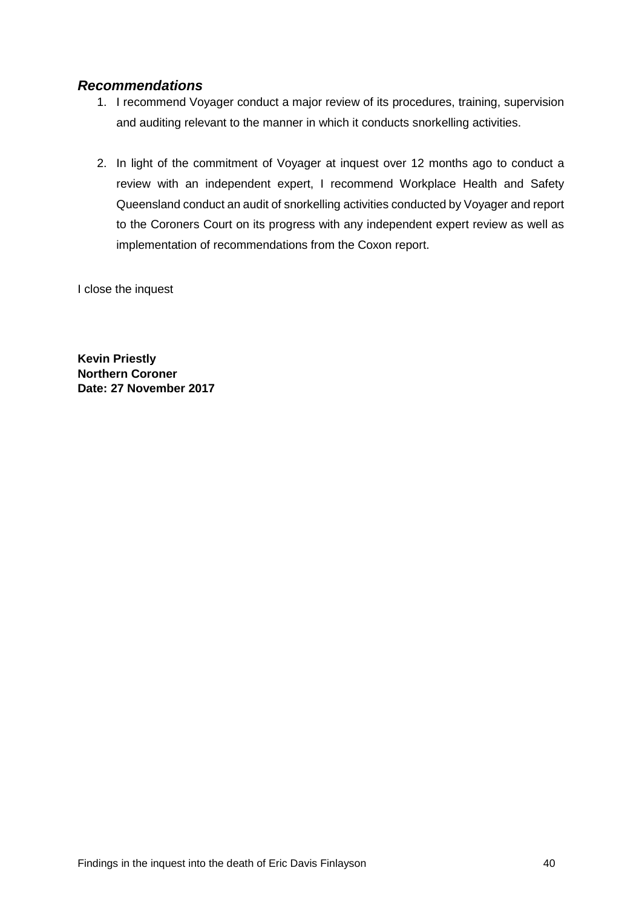### *Recommendations*

1. I recommend Voyager conduct a major review of its procedures, training, supervision and auditing relevant to the manner in which it conducts snorkelling activities.

2. In light of the commitment of Voyager at inquest over 12 months ago to conduct a review with an independent expert, I recommend Workplace Health and Safety Queensland conduct an audit of snorkelling activities conducted by Voyager and report to the Coroners Court on its progress with any independent expert review as well as implementation of recommendations from the Coxon report.

I close the inquest

**Kevin Priestly**
**Northern Coroner**
**Date: 27 November 2017**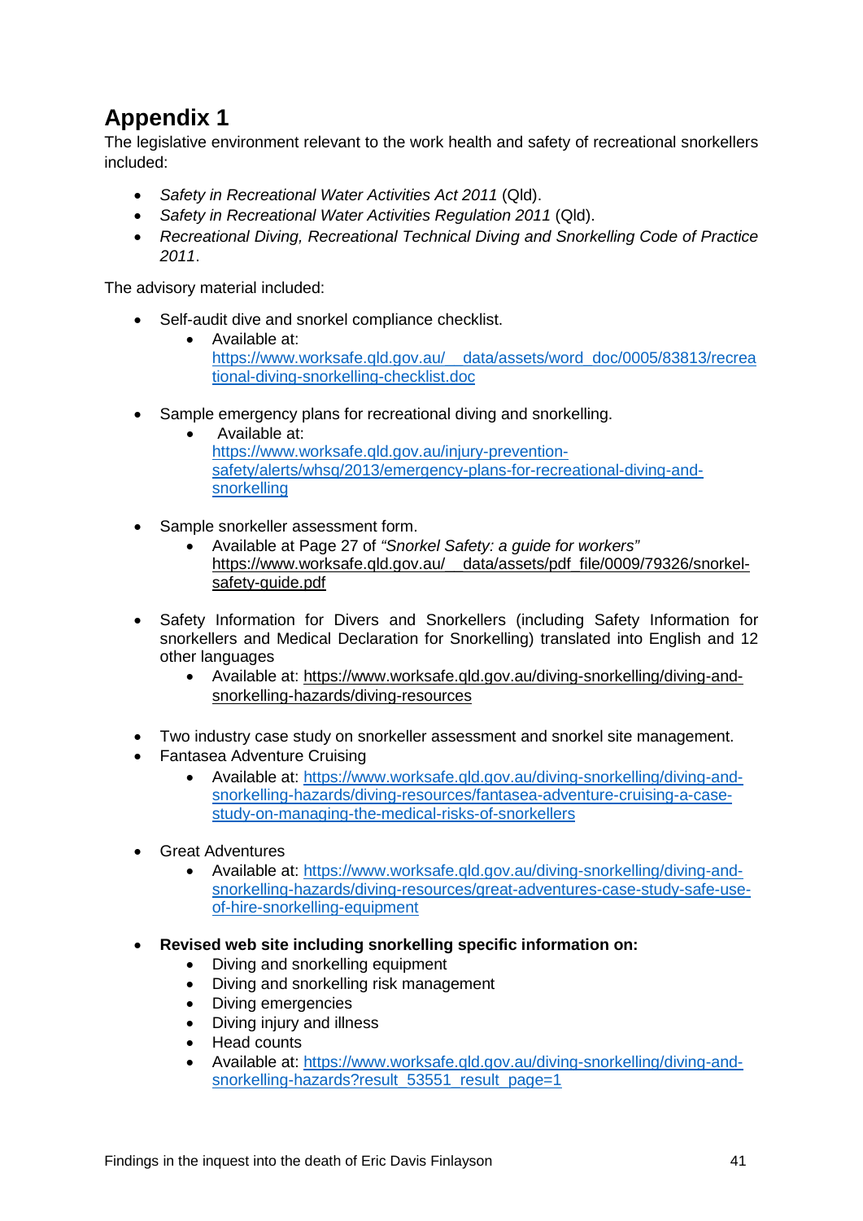# Appendix 1

The legislative environment relevant to the work health and safety of recreational snorkellers included:

- *Safety in Recreational Water Activities Act 2011* (Qld).
- *Safety in Recreational Water Activities Regulation 2011* (Qld).
- *Recreational Diving, Recreational Technical Diving and Snorkelling Code of Practice 2011*.

The advisory material included:

- Self-audit dive and snorkel compliance checklist.
  - Available at: https://www.worksafe.qld.gov.au/__data/assets/word_doc/0005/83813/recreational-diving-snorkelling-checklist.doc

- Sample emergency plans for recreational diving and snorkelling.
  - Available at: https://www.worksafe.qld.gov.au/injury-prevention-safety/alerts/whsq/2013/emergency-plans-for-recreational-diving-and-snorkelling

- Sample snorkeller assessment form.
  - Available at Page 27 of *"Snorkel Safety: a guide for workers"* https://www.worksafe.qld.gov.au/__data/assets/pdf_file/0009/79326/snorkel-safety-guide.pdf

- Safety Information for Divers and Snorkellers (including Safety Information for snorkellers and Medical Declaration for Snorkelling) translated into English and 12 other languages
  - Available at: https://www.worksafe.qld.gov.au/diving-snorkelling/diving-and-snorkelling-hazards/diving-resources

- Two industry case study on snorkeller assessment and snorkel site management.
- Fantasea Adventure Cruising
  - Available at: https://www.worksafe.qld.gov.au/diving-snorkelling/diving-and-snorkelling-hazards/diving-resources/fantasea-adventure-cruising-a-case-study-on-managing-the-medical-risks-of-snorkellers

- Great Adventures
  - Available at: https://www.worksafe.qld.gov.au/diving-snorkelling/diving-and-snorkelling-hazards/diving-resources/great-adventures-case-study-safe-use-of-hire-snorkelling-equipment

- **Revised web site including snorkelling specific information on:**
  - Diving and snorkelling equipment
  - Diving and snorkelling risk management
  - Diving emergencies
  - Diving injury and illness
  - Head counts
  - Available at: https://www.worksafe.qld.gov.au/diving-snorkelling/diving-and-snorkelling-hazards?result_53551_result_page=1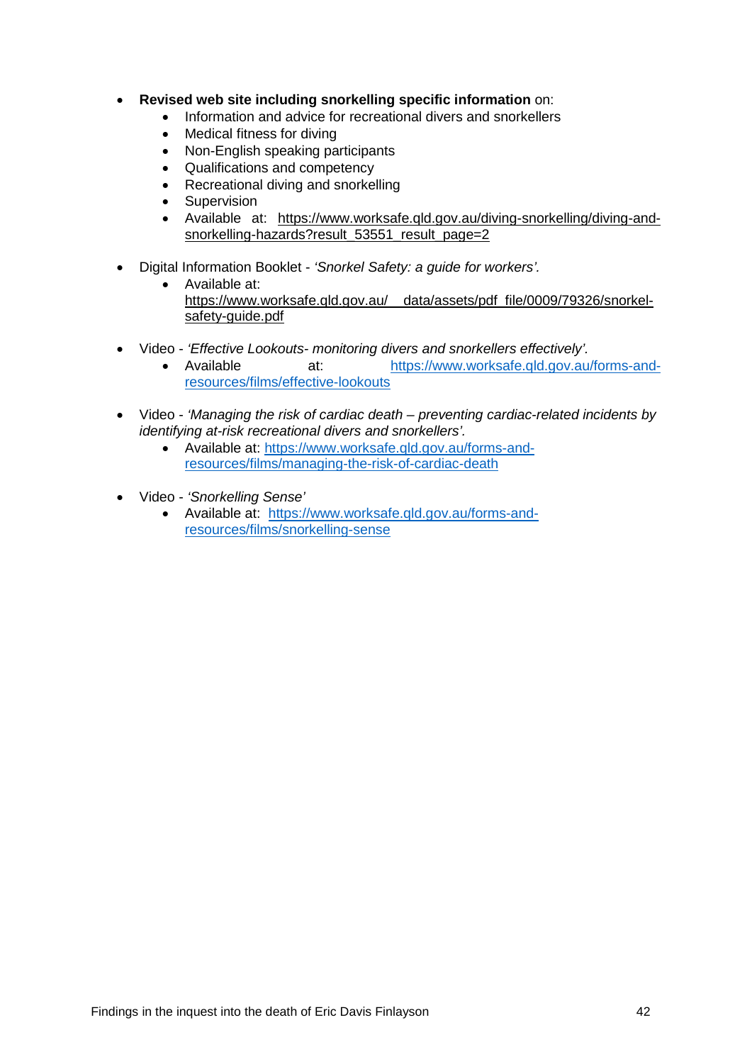- **Revised web site including snorkelling specific information** on:
  - Information and advice for recreational divers and snorkellers
  - Medical fitness for diving
  - Non-English speaking participants
  - Qualifications and competency
  - Recreational diving and snorkelling
  - Supervision
  - Available at: https://www.worksafe.qld.gov.au/diving-snorkelling/diving-and-snorkelling-hazards?result_53551_result_page=2

- Digital Information Booklet - *'Snorkel Safety: a guide for workers'.*
  - Available at: https://www.worksafe.qld.gov.au/__data/assets/pdf_file/0009/79326/snorkel-safety-guide.pdf

- Video - *'Effective Lookouts- monitoring divers and snorkellers effectively'*.
  - Available at: https://www.worksafe.qld.gov.au/forms-and-resources/films/effective-lookouts

- Video - *'Managing the risk of cardiac death – preventing cardiac-related incidents by identifying at-risk recreational divers and snorkellers'.*
  - Available at: https://www.worksafe.qld.gov.au/forms-and-resources/films/managing-the-risk-of-cardiac-death

- Video - *'Snorkelling Sense'*
  - Available at: https://www.worksafe.qld.gov.au/forms-and-resources/films/snorkelling-sense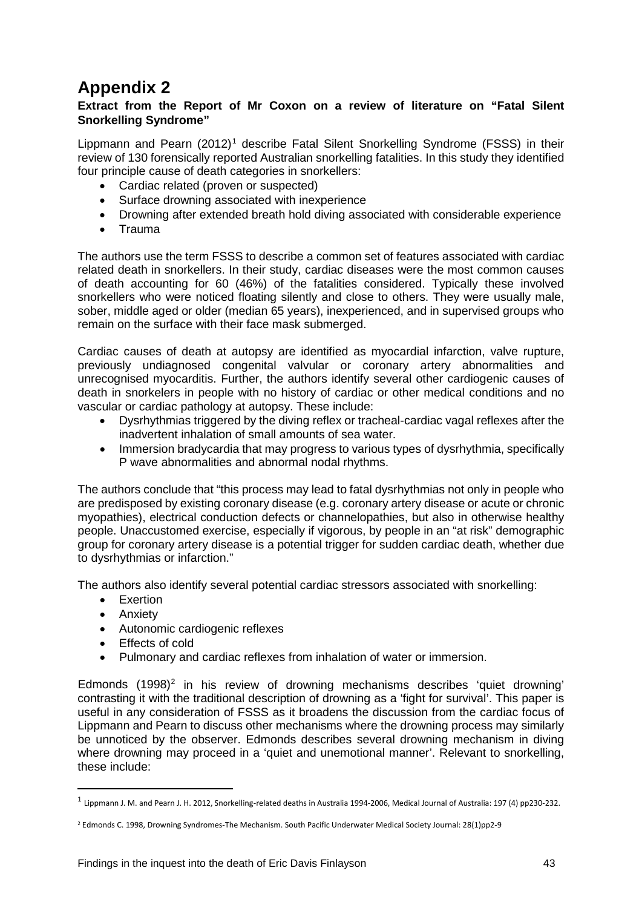# Appendix 2

**Extract from the Report of Mr Coxon on a review of literature on "Fatal Silent Snorkelling Syndrome"**

Lippmann and Pearn (2012)[1] describe Fatal Silent Snorkelling Syndrome (FSSS) in their review of 130 forensically reported Australian snorkelling fatalities. In this study they identified four principle cause of death categories in snorkellers:

- Cardiac related (proven or suspected)
- Surface drowning associated with inexperience
- Drowning after extended breath hold diving associated with considerable experience
- Trauma

The authors use the term FSSS to describe a common set of features associated with cardiac related death in snorkellers. In their study, cardiac diseases were the most common causes of death accounting for 60 (46%) of the fatalities considered. Typically these involved snorkellers who were noticed floating silently and close to others. They were usually male, sober, middle aged or older (median 65 years), inexperienced, and in supervised groups who remain on the surface with their face mask submerged.

Cardiac causes of death at autopsy are identified as myocardial infarction, valve rupture, previously undiagnosed congenital valvular or coronary artery abnormalities and unrecognised myocarditis. Further, the authors identify several other cardiogenic causes of death in snorkelers in people with no history of cardiac or other medical conditions and no vascular or cardiac pathology at autopsy. These include:

- Dysrhythmias triggered by the diving reflex or tracheal-cardiac vagal reflexes after the inadvertent inhalation of small amounts of sea water.
- Immersion bradycardia that may progress to various types of dysrhythmia, specifically P wave abnormalities and abnormal nodal rhythms.

The authors conclude that "this process may lead to fatal dysrhythmias not only in people who are predisposed by existing coronary disease (e.g. coronary artery disease or acute or chronic myopathies), electrical conduction defects or channelopathies, but also in otherwise healthy people. Unaccustomed exercise, especially if vigorous, by people in an "at risk" demographic group for coronary artery disease is a potential trigger for sudden cardiac death, whether due to dysrhythmias or infarction."

The authors also identify several potential cardiac stressors associated with snorkelling:

- Exertion
- Anxiety
- Autonomic cardiogenic reflexes
- Effects of cold
- Pulmonary and cardiac reflexes from inhalation of water or immersion.

Edmonds (1998)[2] in his review of drowning mechanisms describes 'quiet drowning' contrasting it with the traditional description of drowning as a 'fight for survival'. This paper is useful in any consideration of FSSS as it broadens the discussion from the cardiac focus of Lippmann and Pearn to discuss other mechanisms where the drowning process may similarly be unnoticed by the observer. Edmonds describes several drowning mechanism in diving where drowning may proceed in a 'quiet and unemotional manner'. Relevant to snorkelling, these include:

---

[1] Lippmann J. M. and Pearn J. H. 2012, Snorkelling-related deaths in Australia 1994-2006, Medical Journal of Australia: 197 (4) pp230-232.

[2] Edmonds C. 1998, Drowning Syndromes-The Mechanism. South Pacific Underwater Medical Society Journal: 28(1)pp2-9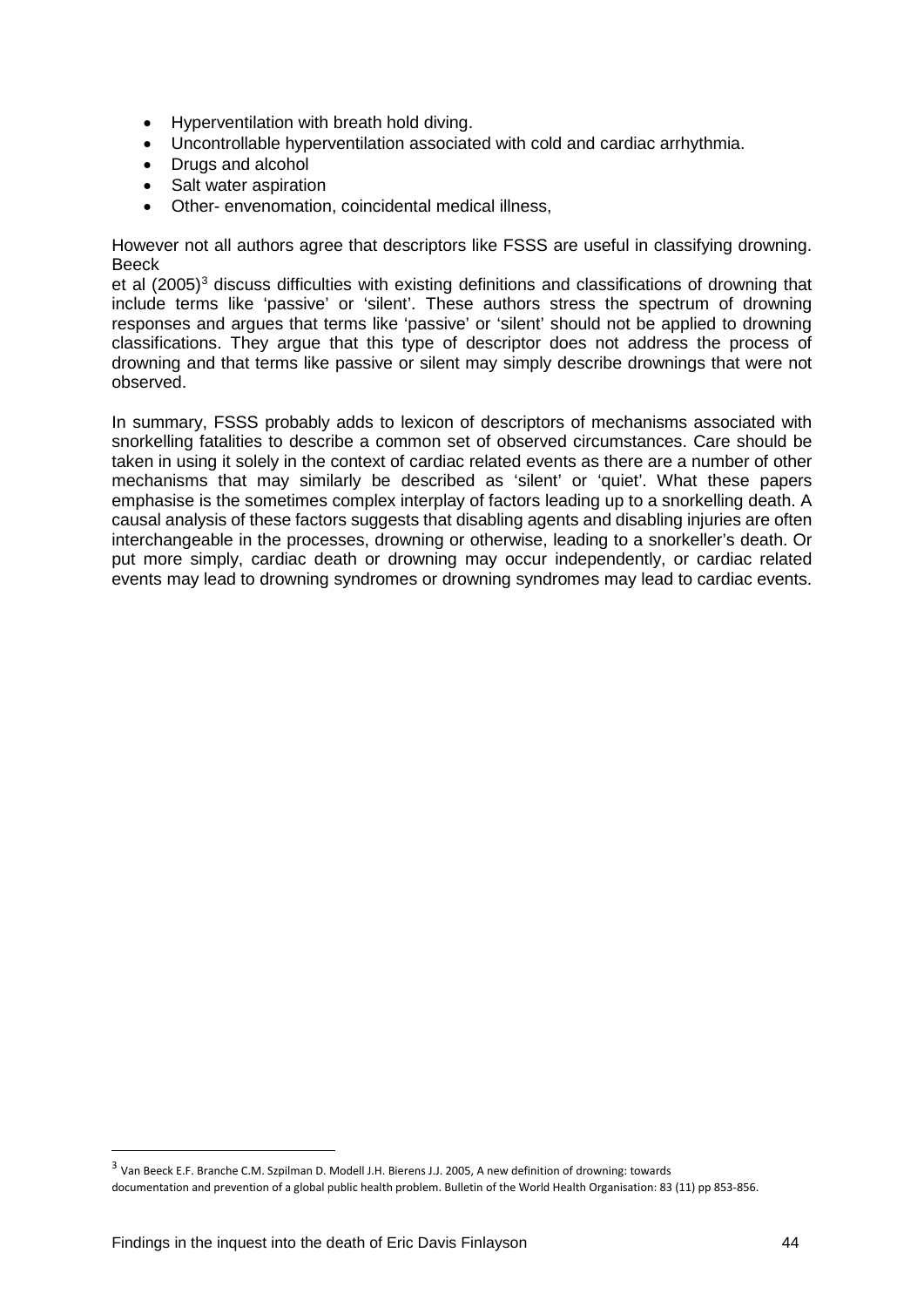- Hyperventilation with breath hold diving.
- Uncontrollable hyperventilation associated with cold and cardiac arrhythmia.
- Drugs and alcohol
- Salt water aspiration
- Other- envenomation, coincidental medical illness,

However not all authors agree that descriptors like FSSS are useful in classifying drowning. Beeck et al (2005)[3] discuss difficulties with existing definitions and classifications of drowning that include terms like 'passive' or 'silent'. These authors stress the spectrum of drowning responses and argues that terms like 'passive' or 'silent' should not be applied to drowning classifications. They argue that this type of descriptor does not address the process of drowning and that terms like passive or silent may simply describe drownings that were not observed.

In summary, FSSS probably adds to lexicon of descriptors of mechanisms associated with snorkelling fatalities to describe a common set of observed circumstances. Care should be taken in using it solely in the context of cardiac related events as there are a number of other mechanisms that may similarly be described as 'silent' or 'quiet'. What these papers emphasise is the sometimes complex interplay of factors leading up to a snorkelling death. A causal analysis of these factors suggests that disabling agents and disabling injuries are often interchangeable in the processes, drowning or otherwise, leading to a snorkeller's death. Or put more simply, cardiac death or drowning may occur independently, or cardiac related events may lead to drowning syndromes or drowning syndromes may lead to cardiac events.

[3] Van Beeck E.F. Branche C.M. Szpilman D. Modell J.H. Bierens J.J. 2005, A new definition of drowning: towards documentation and prevention of a global public health problem. Bulletin of the World Health Organisation: 83 (11) pp 853-856.